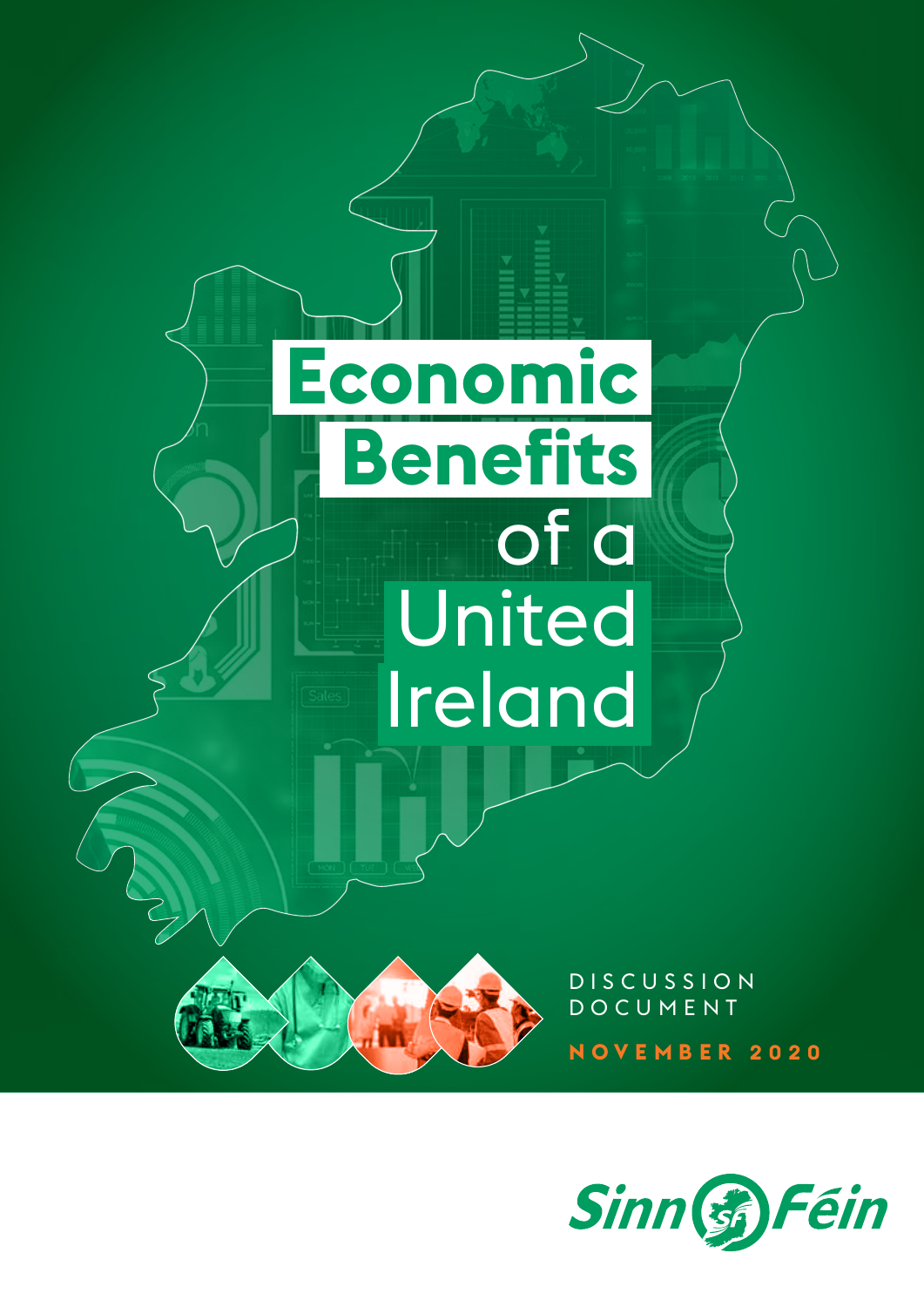# Economic Benefits of a United Ireland

DISCUSSION DOCUMENT

NOVEMBER 2020

Sinn Féin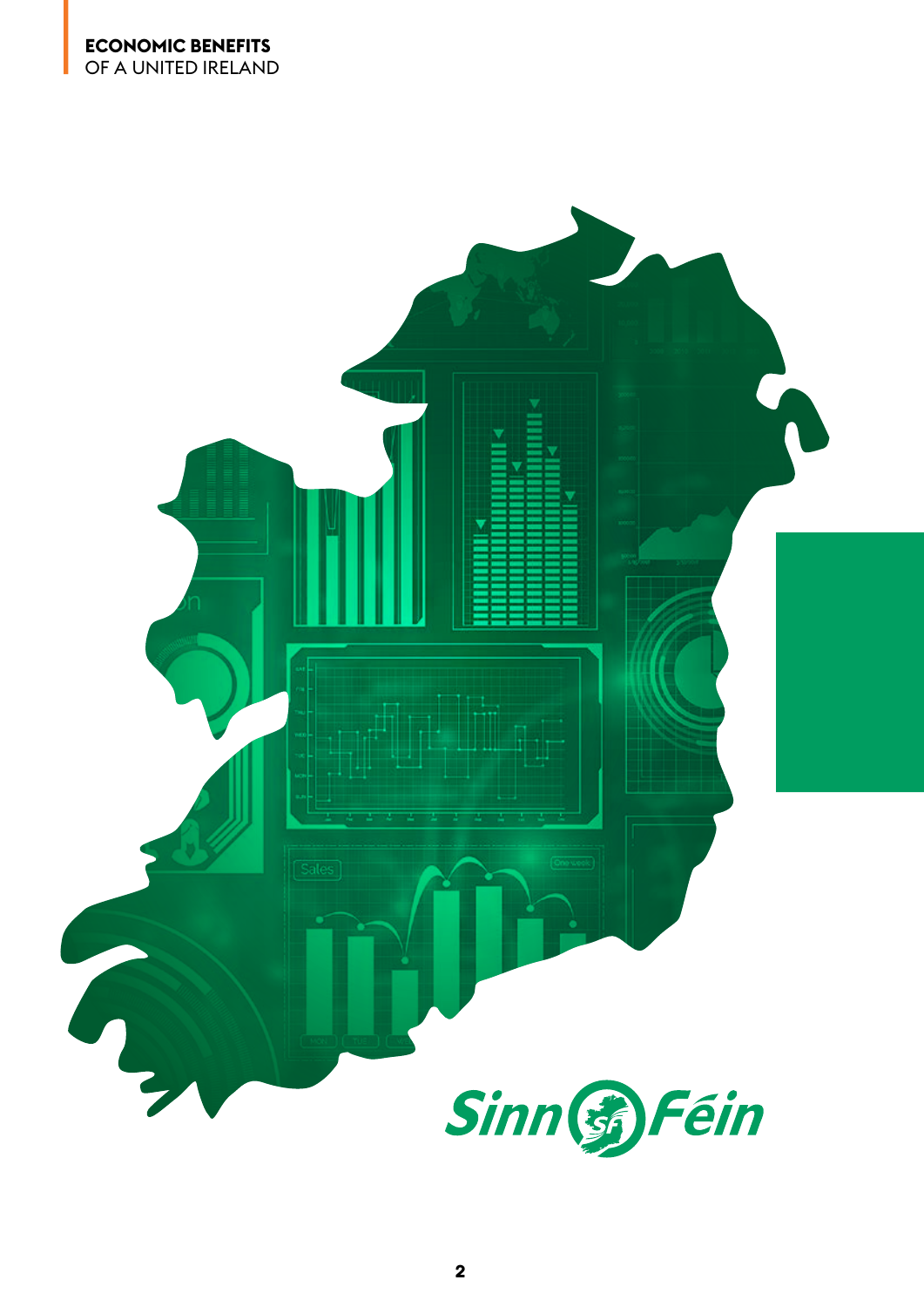Sinn Féin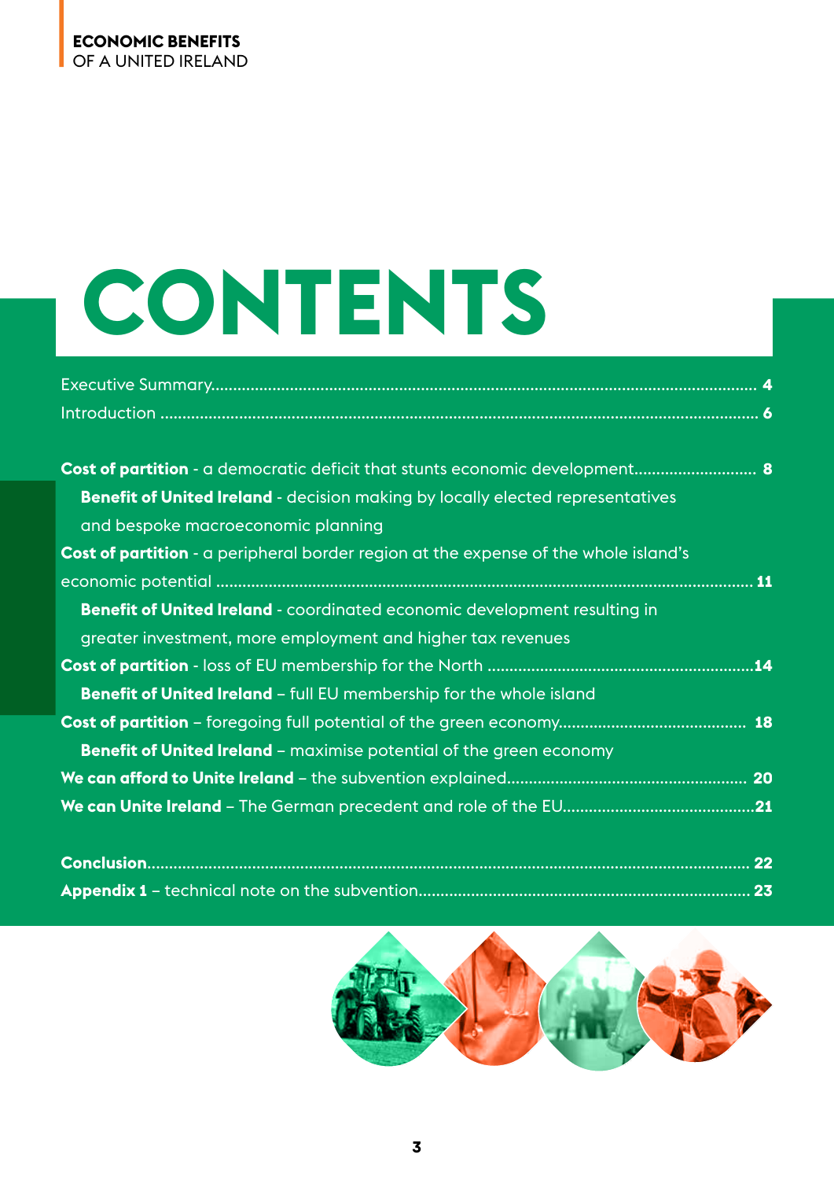# CONTENTS

Executive Summary.......................................................... 4

Introduction .................................................................. 6

**Cost of partition** - a democratic deficit that stunts economic development........................... 8

**Benefit of United Ireland** - decision making by locally elected representatives and bespoke macroeconomic planning

**Cost of partition** - a peripheral border region at the expense of the whole island's economic potential ........................................................................ 11

**Benefit of United Ireland** - coordinated economic development resulting in greater investment, more employment and higher tax revenues

**Cost of partition** - loss of EU membership for the North .............................................14

**Benefit of United Ireland** – full EU membership for the whole island

**Cost of partition** – foregoing full potential of the green economy.......................................... 18

**Benefit of United Ireland** – maximise potential of the green economy

**We can afford to Unite Ireland** – the subvention explained....................................................... 20

**We can Unite Ireland** – The German precedent and role of the EU............................................21

**Conclusion**.................................................................................. 22

**Appendix 1** – technical note on the subvention..................................................................... 23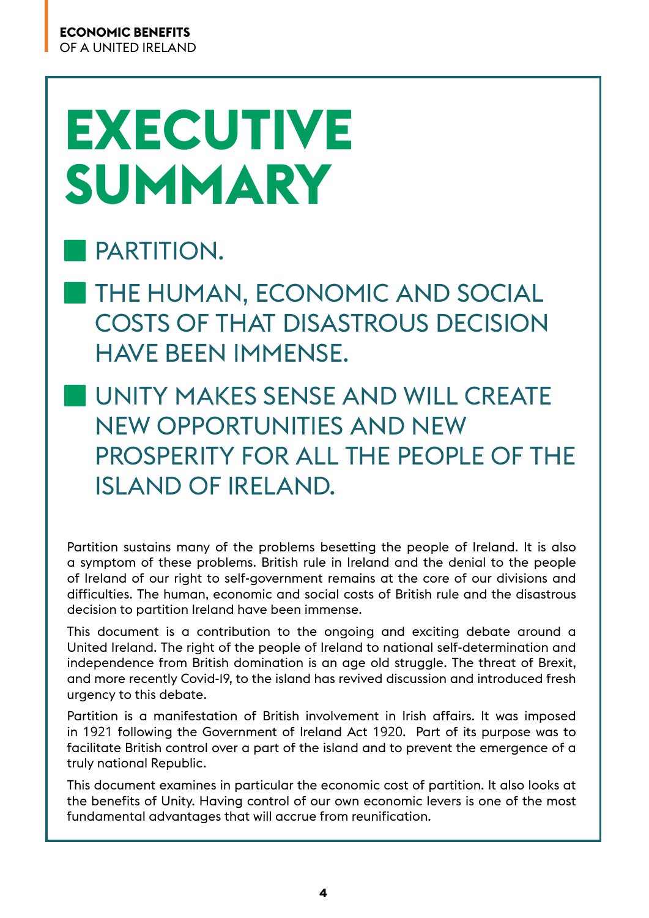# EXECUTIVE SUMMARY

- PARTITION.
- THE HUMAN, ECONOMIC AND SOCIAL COSTS OF THAT DISASTROUS DECISION HAVE BEEN IMMENSE.
- UNITY MAKES SENSE AND WILL CREATE NEW OPPORTUNITIES AND NEW PROSPERITY FOR ALL THE PEOPLE OF THE ISLAND OF IRELAND.

Partition sustains many of the problems besetting the people of Ireland. It is also a symptom of these problems. British rule in Ireland and the denial to the people of Ireland of our right to self-government remains at the core of our divisions and difficulties. The human, economic and social costs of British rule and the disastrous decision to partition Ireland have been immense.

This document is a contribution to the ongoing and exciting debate around a United Ireland. The right of the people of Ireland to national self-determination and independence from British domination is an age old struggle. The threat of Brexit, and more recently Covid-19, to the island has revived discussion and introduced fresh urgency to this debate.

Partition is a manifestation of British involvement in Irish affairs. It was imposed in 1921 following the Government of Ireland Act 1920. Part of its purpose was to facilitate British control over a part of the island and to prevent the emergence of a truly national Republic.

This document examines in particular the economic cost of partition. It also looks at the benefits of Unity. Having control of our own economic levers is one of the most fundamental advantages that will accrue from reunification.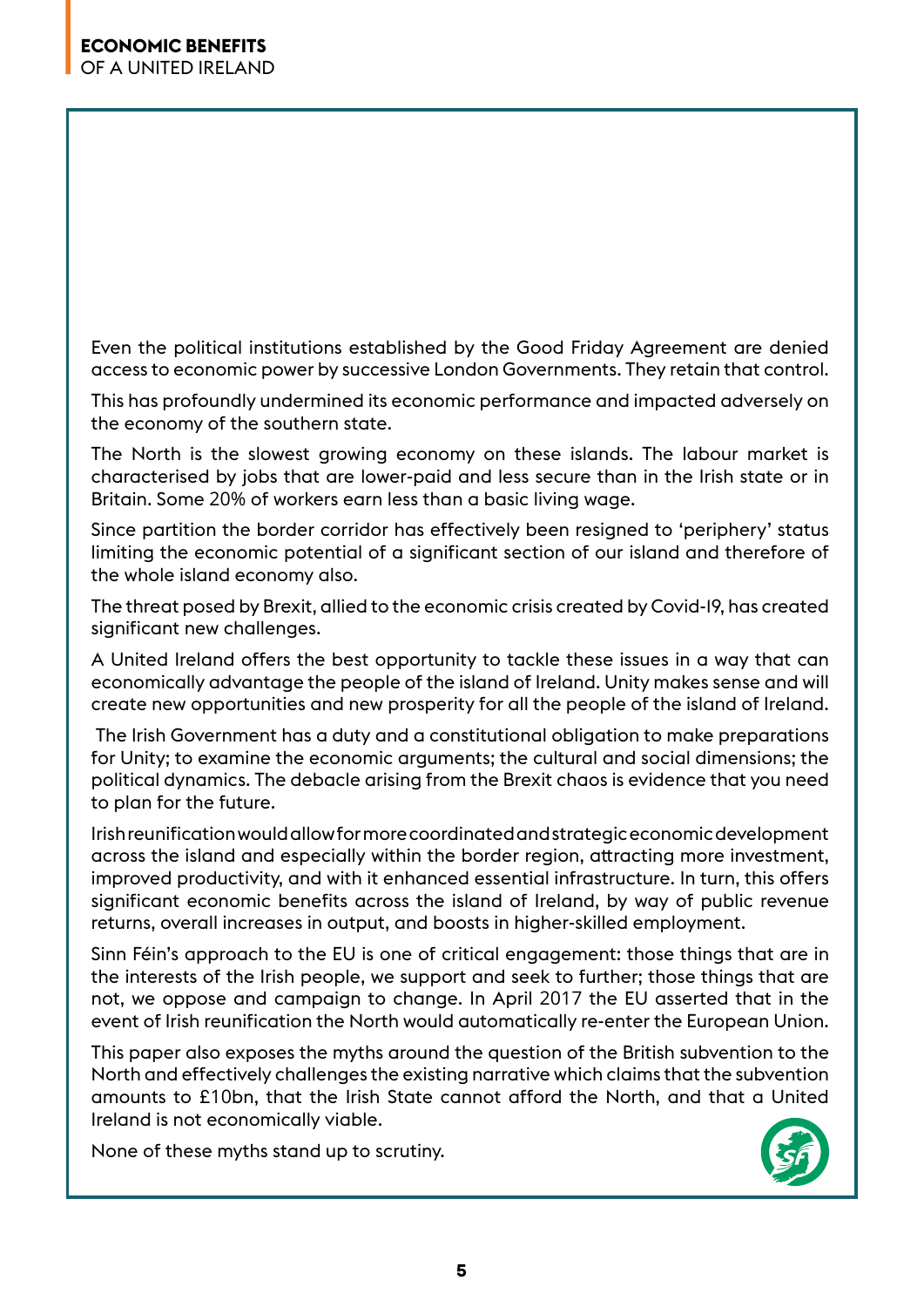Even the political institutions established by the Good Friday Agreement are denied access to economic power by successive London Governments. They retain that control.

This has profoundly undermined its economic performance and impacted adversely on the economy of the southern state.

The North is the slowest growing economy on these islands. The labour market is characterised by jobs that are lower-paid and less secure than in the Irish state or in Britain. Some 20% of workers earn less than a basic living wage.

Since partition the border corridor has effectively been resigned to 'periphery' status limiting the economic potential of a significant section of our island and therefore of the whole island economy also.

The threat posed by Brexit, allied to the economic crisis created by Covid-19, has created significant new challenges.

A United Ireland offers the best opportunity to tackle these issues in a way that can economically advantage the people of the island of Ireland. Unity makes sense and will create new opportunities and new prosperity for all the people of the island of Ireland.

The Irish Government has a duty and a constitutional obligation to make preparations for Unity; to examine the economic arguments; the cultural and social dimensions; the political dynamics. The debacle arising from the Brexit chaos is evidence that you need to plan for the future.

Irish reunification would allow for more coordinated and strategic economic development across the island and especially within the border region, attracting more investment, improved productivity, and with it enhanced essential infrastructure. In turn, this offers significant economic benefits across the island of Ireland, by way of public revenue returns, overall increases in output, and boosts in higher-skilled employment.

Sinn Féin's approach to the EU is one of critical engagement: those things that are in the interests of the Irish people, we support and seek to further; those things that are not, we oppose and campaign to change. In April 2017 the EU asserted that in the event of Irish reunification the North would automatically re-enter the European Union.

This paper also exposes the myths around the question of the British subvention to the North and effectively challenges the existing narrative which claims that the subvention amounts to £10bn, that the Irish State cannot afford the North, and that a United Ireland is not economically viable.

None of these myths stand up to scrutiny.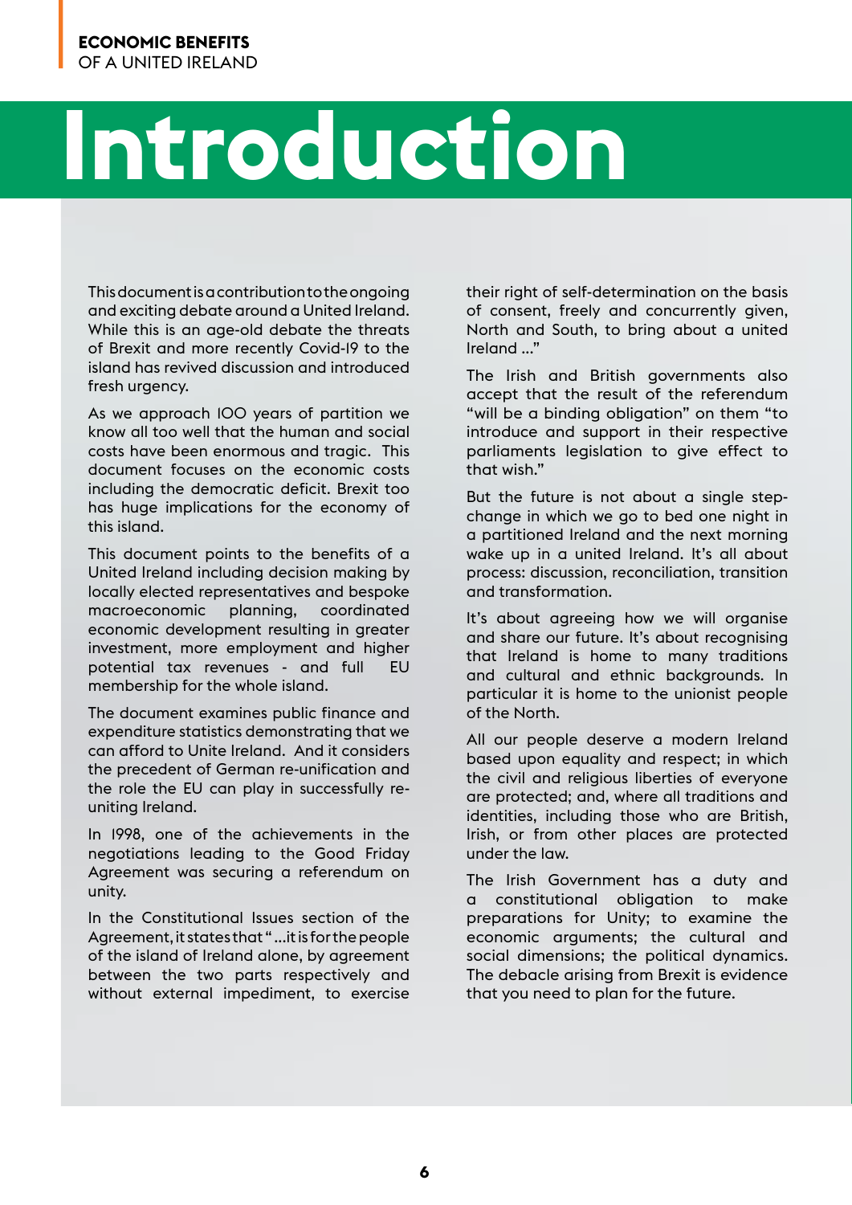# Introduction

This document is a contribution to the ongoing and exciting debate around a United Ireland. While this is an age-old debate the threats of Brexit and more recently Covid-19 to the island has revived discussion and introduced fresh urgency.

As we approach 100 years of partition we know all too well that the human and social costs have been enormous and tragic. This document focuses on the economic costs including the democratic deficit. Brexit too has huge implications for the economy of this island.

This document points to the benefits of a United Ireland including decision making by locally elected representatives and bespoke macroeconomic planning, coordinated economic development resulting in greater investment, more employment and higher potential tax revenues - and full EU membership for the whole island.

The document examines public finance and expenditure statistics demonstrating that we can afford to Unite Ireland. And it considers the precedent of German re-unification and the role the EU can play in successfully re-uniting Ireland.

In 1998, one of the achievements in the negotiations leading to the Good Friday Agreement was securing a referendum on unity.

In the Constitutional Issues section of the Agreement, it states that "...it is for the people of the island of Ireland alone, by agreement between the two parts respectively and without external impediment, to exercise their right of self-determination on the basis of consent, freely and concurrently given, North and South, to bring about a united Ireland ..."

The Irish and British governments also accept that the result of the referendum "will be a binding obligation" on them "to introduce and support in their respective parliaments legislation to give effect to that wish."

But the future is not about a single step-change in which we go to bed one night in a partitioned Ireland and the next morning wake up in a united Ireland. It's all about process: discussion, reconciliation, transition and transformation.

It's about agreeing how we will organise and share our future. It's about recognising that Ireland is home to many traditions and cultural and ethnic backgrounds. In particular it is home to the unionist people of the North.

All our people deserve a modern Ireland based upon equality and respect; in which the civil and religious liberties of everyone are protected; and, where all traditions and identities, including those who are British, Irish, or from other places are protected under the law.

The Irish Government has a duty and a constitutional obligation to make preparations for Unity; to examine the economic arguments; the cultural and social dimensions; the political dynamics. The debacle arising from Brexit is evidence that you need to plan for the future.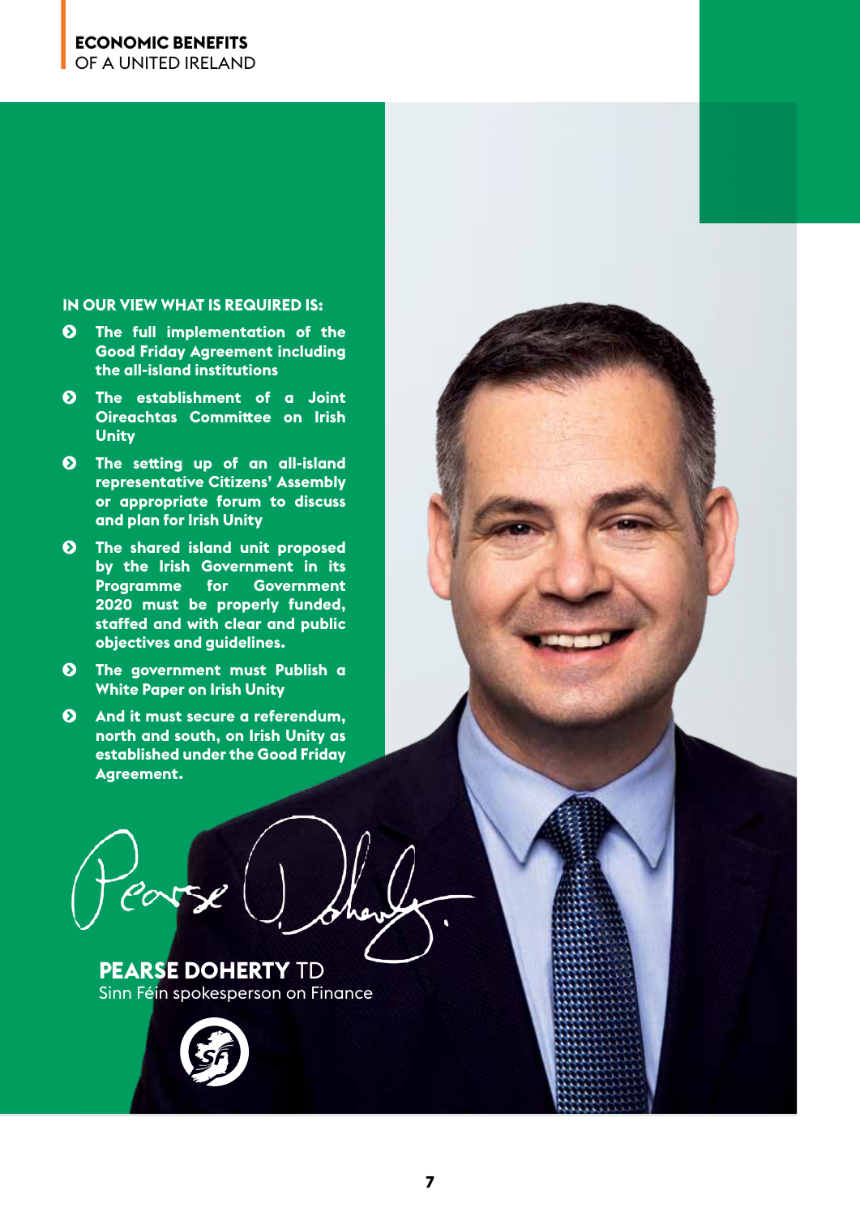**IN OUR VIEW WHAT IS REQUIRED IS:**

- **The full implementation of the Good Friday Agreement including the all-island institutions**
- **The establishment of a Joint Oireachtas Committee on Irish Unity**
- **The setting up of an all-island representative Citizens' Assembly or appropriate forum to discuss and plan for Irish Unity**
- **The shared island unit proposed by the Irish Government in its Programme for Government 2020 must be properly funded, staffed and with clear and public objectives and guidelines.**
- **The government must Publish a White Paper on Irish Unity**
- **And it must secure a referendum, north and south, on Irish Unity as established under the Good Friday Agreement.**

**PEARSE DOHERTY** TD
Sinn Féin spokesperson on Finance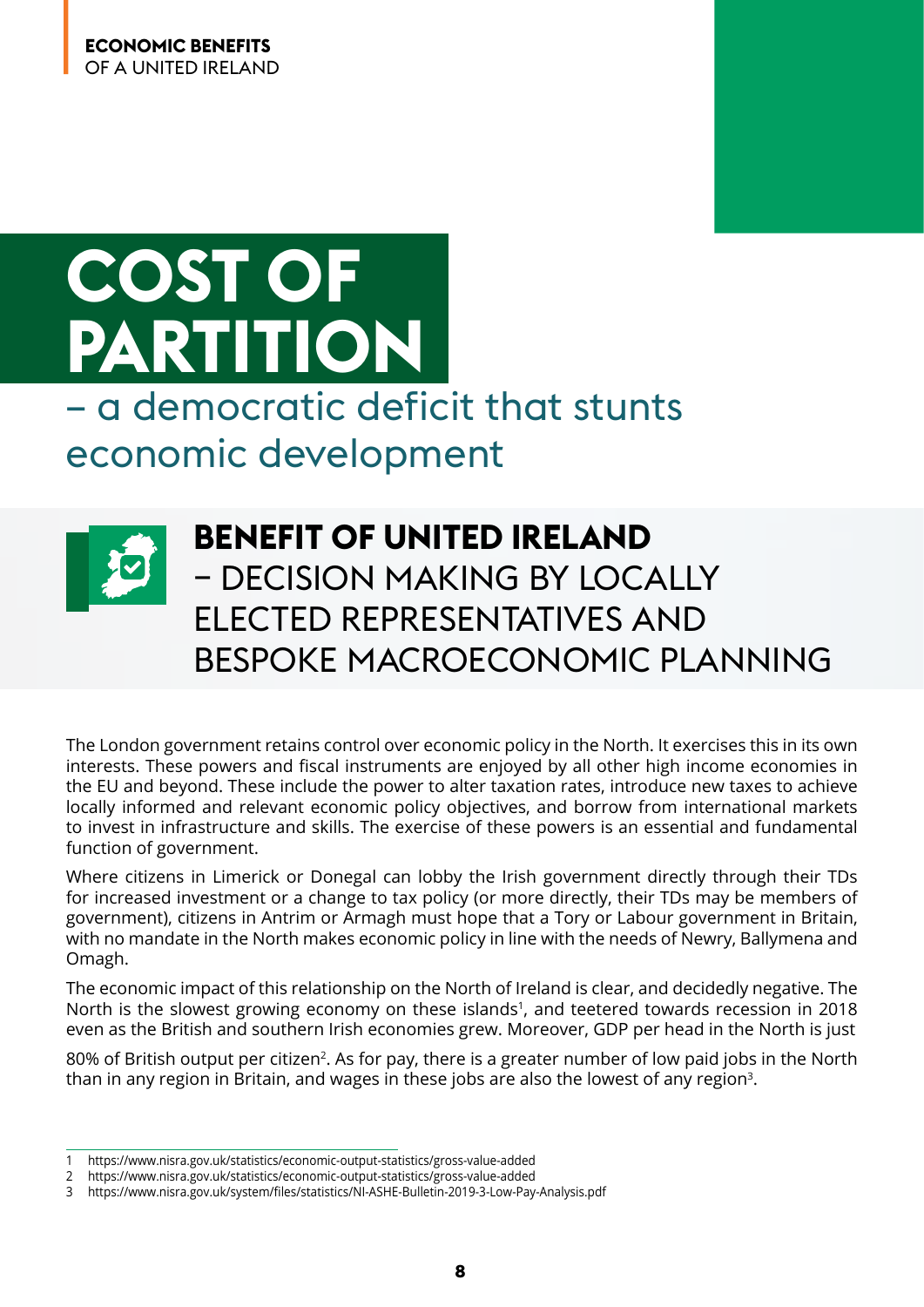# COST OF PARTITION

## – a democratic deficit that stunts economic development

### BENEFIT OF UNITED IRELAND – DECISION MAKING BY LOCALLY ELECTED REPRESENTATIVES AND BESPOKE MACROECONOMIC PLANNING

The London government retains control over economic policy in the North. It exercises this in its own interests. These powers and fiscal instruments are enjoyed by all other high income economies in the EU and beyond. These include the power to alter taxation rates, introduce new taxes to achieve locally informed and relevant economic policy objectives, and borrow from international markets to invest in infrastructure and skills. The exercise of these powers is an essential and fundamental function of government.

Where citizens in Limerick or Donegal can lobby the Irish government directly through their TDs for increased investment or a change to tax policy (or more directly, their TDs may be members of government), citizens in Antrim or Armagh must hope that a Tory or Labour government in Britain, with no mandate in the North makes economic policy in line with the needs of Newry, Ballymena and Omagh.

The economic impact of this relationship on the North of Ireland is clear, and decidedly negative. The North is the slowest growing economy on these islands[1], and teetered towards recession in 2018 even as the British and southern Irish economies grew. Moreover, GDP per head in the North is just 80% of British output per citizen[2]. As for pay, there is a greater number of low paid jobs in the North than in any region in Britain, and wages in these jobs are also the lowest of any region[3].

---

1 https://www.nisra.gov.uk/statistics/economic-output-statistics/gross-value-added
2 https://www.nisra.gov.uk/statistics/economic-output-statistics/gross-value-added
3 https://www.nisra.gov.uk/system/files/statistics/NI-ASHE-Bulletin-2019-3-Low-Pay-Analysis.pdf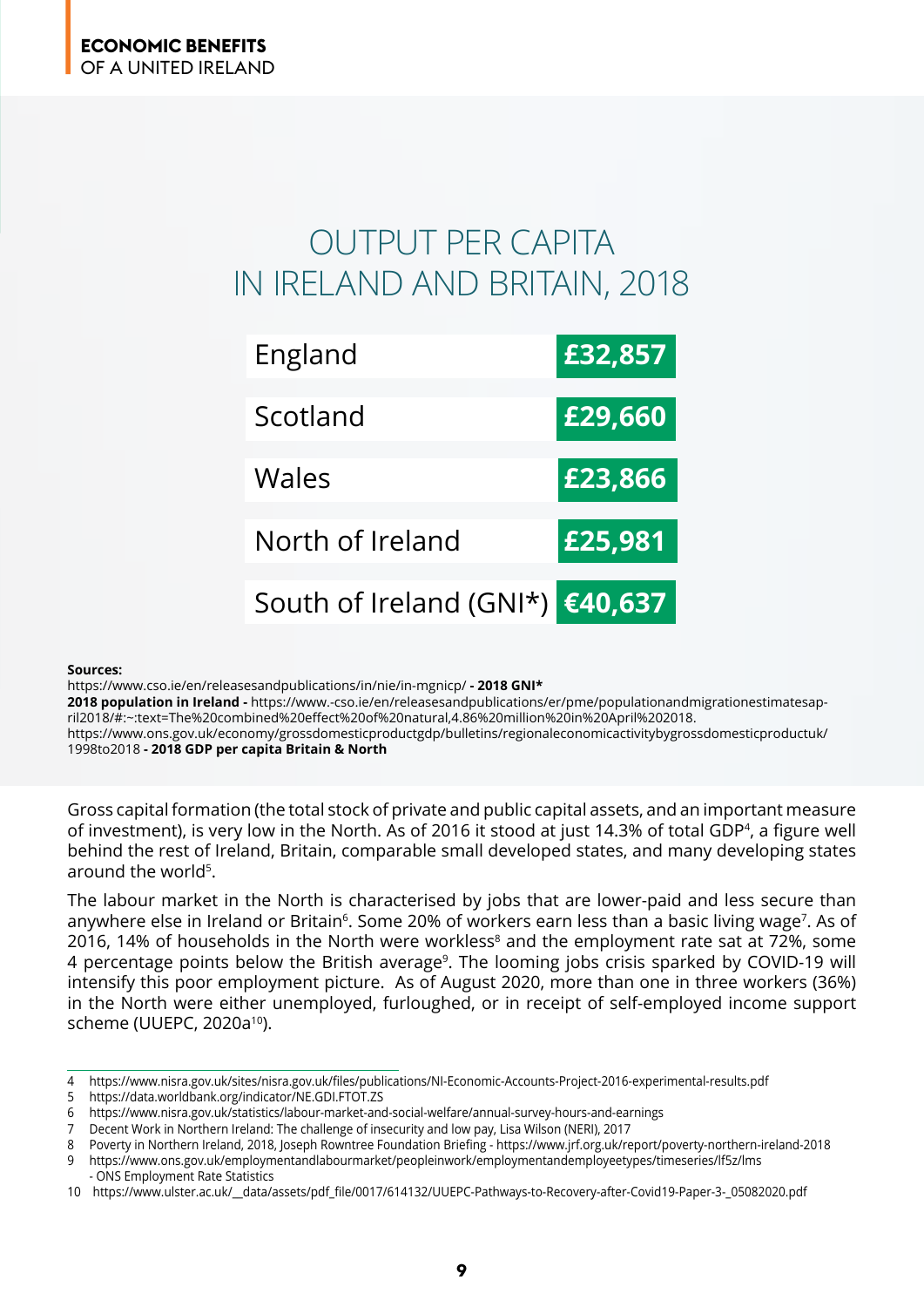## OUTPUT PER CAPITA IN IRELAND AND BRITAIN, 2018

| Region | Output per capita |
| --- | --- |
| England | £32,857 |
| Scotland | £29,660 |
| Wales | £23,866 |
| North of Ireland | £25,981 |
| South of Ireland (GNI*) | €40,637 |

**Sources:**
https://www.cso.ie/en/releasesandpublications/in/nie/in-mgnicp/ **- 2018 GNI***
**2018 population in Ireland -** https://www.-cso.ie/en/releasesandpublications/er/pme/populationandmigrationestimatesapril2018/#:~:text=The%20combined%20effect%20of%20natural,4.86%20million%20in%20April%202018.
https://www.ons.gov.uk/economy/grossdomesticproductgdp/bulletins/regionaleconomicactivitybygrossdomesticproductuk/1998to2018 **- 2018 GDP per capita Britain & North**

Gross capital formation (the total stock of private and public capital assets, and an important measure of investment), is very low in the North. As of 2016 it stood at just 14.3% of total GDP[4], a figure well behind the rest of Ireland, Britain, comparable small developed states, and many developing states around the world[5].

The labour market in the North is characterised by jobs that are lower-paid and less secure than anywhere else in Ireland or Britain[6]. Some 20% of workers earn less than a basic living wage[7]. As of 2016, 14% of households in the North were workless[8] and the employment rate sat at 72%, some 4 percentage points below the British average[9]. The looming jobs crisis sparked by COVID-19 will intensify this poor employment picture. As of August 2020, more than one in three workers (36%) in the North were either unemployed, furloughed, or in receipt of self-employed income support scheme (UUEPC, 2020a[10]).

4 https://www.nisra.gov.uk/sites/nisra.gov.uk/files/publications/NI-Economic-Accounts-Project-2016-experimental-results.pdf
5 https://data.worldbank.org/indicator/NE.GDI.FTOT.ZS
6 https://www.nisra.gov.uk/statistics/labour-market-and-social-welfare/annual-survey-hours-and-earnings
7 Decent Work in Northern Ireland: The challenge of insecurity and low pay, Lisa Wilson (NERI), 2017
8 Poverty in Northern Ireland, 2018, Joseph Rowntree Foundation Briefing - https://www.jrf.org.uk/report/poverty-northern-ireland-2018
9 https://www.ons.gov.uk/employmentandlabourmarket/peopleinwork/employmentandemployeetypes/timeseries/lf5z/lms - ONS Employment Rate Statistics
10 https://www.ulster.ac.uk/__data/assets/pdf_file/0017/614132/UUEPC-Pathways-to-Recovery-after-Covid19-Paper-3-_05082020.pdf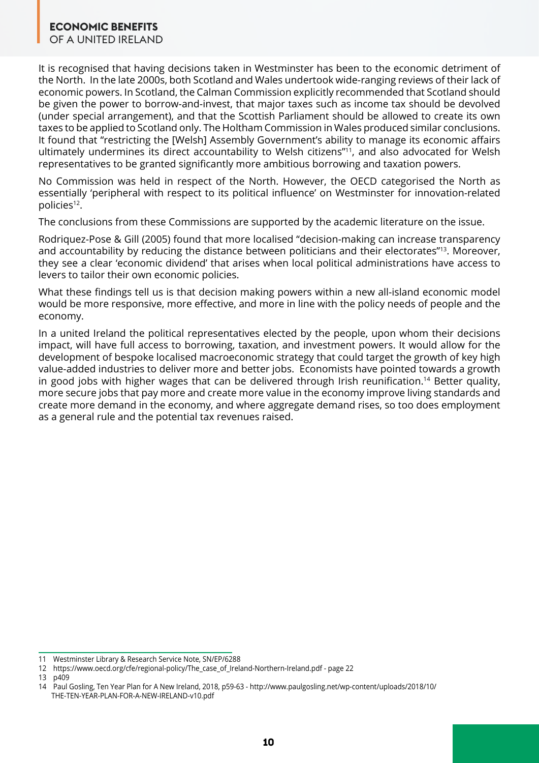It is recognised that having decisions taken in Westminster has been to the economic detriment of the North. In the late 2000s, both Scotland and Wales undertook wide-ranging reviews of their lack of economic powers. In Scotland, the Calman Commission explicitly recommended that Scotland should be given the power to borrow-and-invest, that major taxes such as income tax should be devolved (under special arrangement), and that the Scottish Parliament should be allowed to create its own taxes to be applied to Scotland only. The Holtham Commission in Wales produced similar conclusions. It found that "restricting the [Welsh] Assembly Government's ability to manage its economic affairs ultimately undermines its direct accountability to Welsh citizens"[11], and also advocated for Welsh representatives to be granted significantly more ambitious borrowing and taxation powers.

No Commission was held in respect of the North. However, the OECD categorised the North as essentially 'peripheral with respect to its political influence' on Westminster for innovation-related policies[12].

The conclusions from these Commissions are supported by the academic literature on the issue.

Rodriquez-Pose & Gill (2005) found that more localised "decision-making can increase transparency and accountability by reducing the distance between politicians and their electorates"[13]. Moreover, they see a clear 'economic dividend' that arises when local political administrations have access to levers to tailor their own economic policies.

What these findings tell us is that decision making powers within a new all-island economic model would be more responsive, more effective, and more in line with the policy needs of people and the economy.

In a united Ireland the political representatives elected by the people, upon whom their decisions impact, will have full access to borrowing, taxation, and investment powers. It would allow for the development of bespoke localised macroeconomic strategy that could target the growth of key high value-added industries to deliver more and better jobs. Economists have pointed towards a growth in good jobs with higher wages that can be delivered through Irish reunification.[14] Better quality, more secure jobs that pay more and create more value in the economy improve living standards and create more demand in the economy, and where aggregate demand rises, so too does employment as a general rule and the potential tax revenues raised.

---

11 Westminster Library & Research Service Note, SN/EP/6288

12 https://www.oecd.org/cfe/regional-policy/The_case_of_Ireland-Northern-Ireland.pdf - page 22

13 p409

14 Paul Gosling, Ten Year Plan for A New Ireland, 2018, p59-63 - http://www.paulgosling.net/wp-content/uploads/2018/10/THE-TEN-YEAR-PLAN-FOR-A-NEW-IRELAND-v10.pdf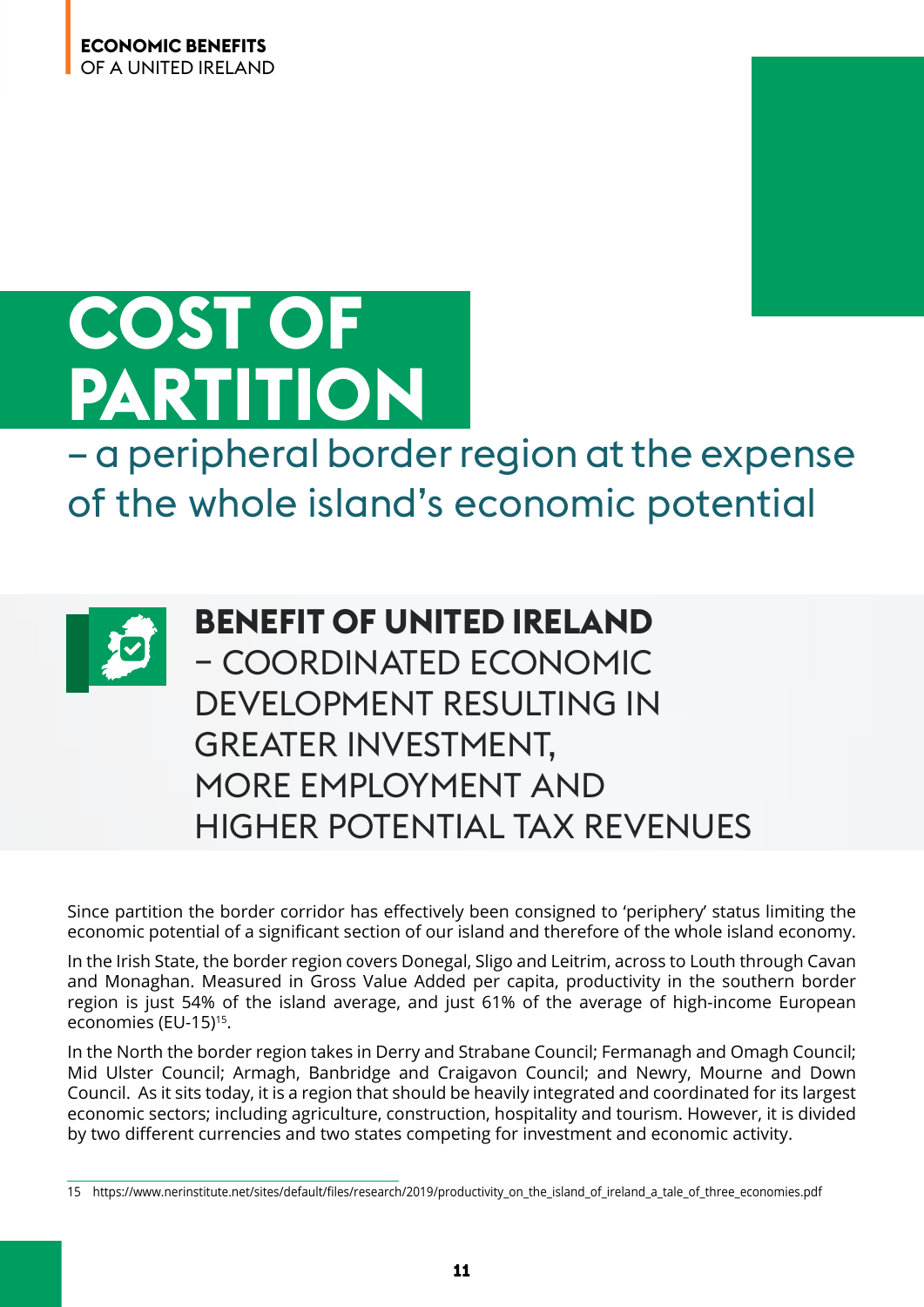# COST OF PARTITION

## – a peripheral border region at the expense of the whole island's economic potential

### BENEFIT OF UNITED IRELAND – COORDINATED ECONOMIC DEVELOPMENT RESULTING IN GREATER INVESTMENT, MORE EMPLOYMENT AND HIGHER POTENTIAL TAX REVENUES

Since partition the border corridor has effectively been consigned to 'periphery' status limiting the economic potential of a significant section of our island and therefore of the whole island economy.

In the Irish State, the border region covers Donegal, Sligo and Leitrim, across to Louth through Cavan and Monaghan. Measured in Gross Value Added per capita, productivity in the southern border region is just 54% of the island average, and just 61% of the average of high-income European economies (EU-15)[15].

In the North the border region takes in Derry and Strabane Council; Fermanagh and Omagh Council; Mid Ulster Council; Armagh, Banbridge and Craigavon Council; and Newry, Mourne and Down Council. As it sits today, it is a region that should be heavily integrated and coordinated for its largest economic sectors; including agriculture, construction, hospitality and tourism. However, it is divided by two different currencies and two states competing for investment and economic activity.

---

15 https://www.nerinstitute.net/sites/default/files/research/2019/productivity_on_the_island_of_ireland_a_tale_of_three_economies.pdf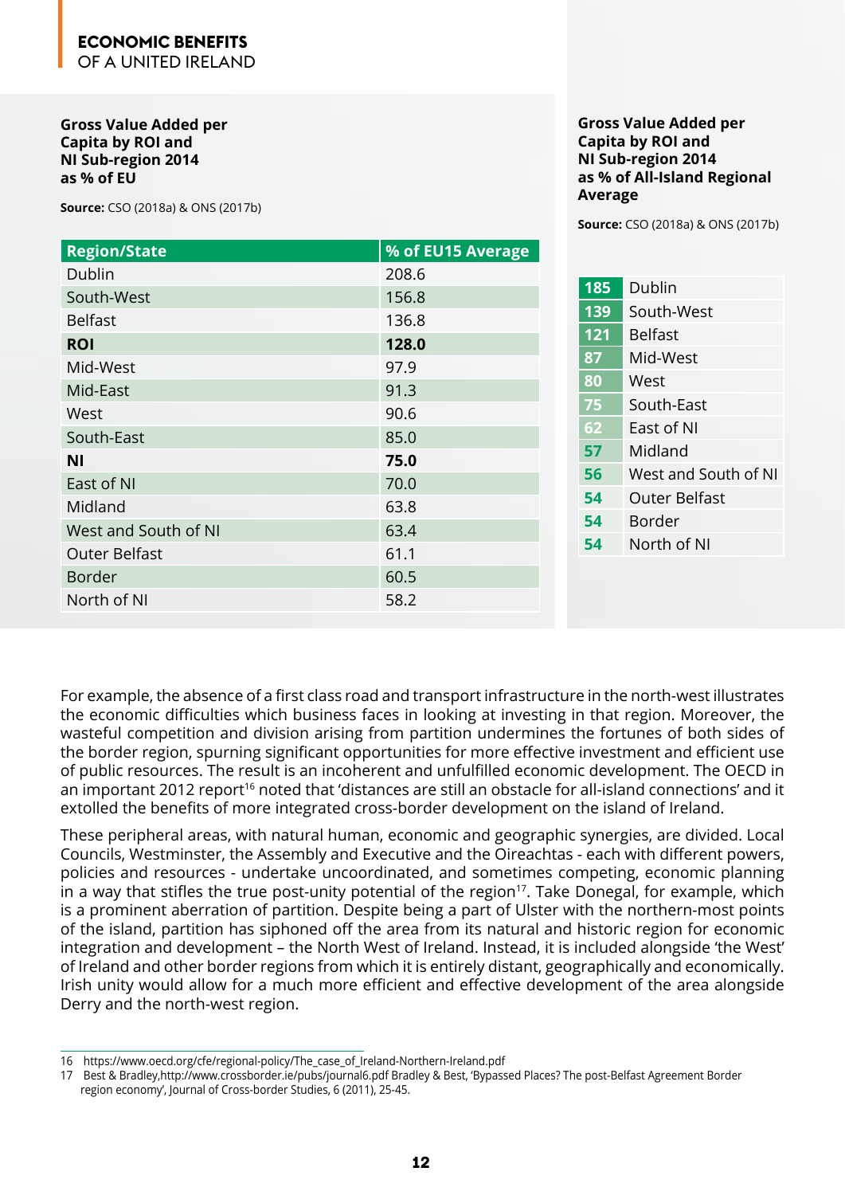**Gross Value Added per Capita by ROI and NI Sub-region 2014 as % of EU**

**Source:** CSO (2018a) & ONS (2017b)

| Region/State | % of EU15 Average |
|---|---|
| Dublin | 208.6 |
| South-West | 156.8 |
| Belfast | 136.8 |
| **ROI** | **128.0** |
| Mid-West | 97.9 |
| Mid-East | 91.3 |
| West | 90.6 |
| South-East | 85.0 |
| **NI** | **75.0** |
| East of NI | 70.0 |
| Midland | 63.8 |
| West and South of NI | 63.4 |
| Outer Belfast | 61.1 |
| Border | 60.5 |
| North of NI | 58.2 |

**Gross Value Added per Capita by ROI and NI Sub-region 2014 as % of All-Island Regional Average**

**Source:** CSO (2018a) & ONS (2017b)

| % | Region |
|---|---|
| 185 | Dublin |
| 139 | South-West |
| 121 | Belfast |
| 87 | Mid-West |
| 80 | West |
| 75 | South-East |
| 62 | East of NI |
| 57 | Midland |
| 56 | West and South of NI |
| 54 | Outer Belfast |
| 54 | Border |
| 54 | North of NI |

For example, the absence of a first class road and transport infrastructure in the north-west illustrates the economic difficulties which business faces in looking at investing in that region. Moreover, the wasteful competition and division arising from partition undermines the fortunes of both sides of the border region, spurning significant opportunities for more effective investment and efficient use of public resources. The result is an incoherent and unfulfilled economic development. The OECD in an important 2012 report[16] noted that 'distances are still an obstacle for all-island connections' and it extolled the benefits of more integrated cross-border development on the island of Ireland.

These peripheral areas, with natural human, economic and geographic synergies, are divided. Local Councils, Westminster, the Assembly and Executive and the Oireachtas - each with different powers, policies and resources - undertake uncoordinated, and sometimes competing, economic planning in a way that stifles the true post-unity potential of the region[17]. Take Donegal, for example, which is a prominent aberration of partition. Despite being a part of Ulster with the northern-most points of the island, partition has siphoned off the area from its natural and historic region for economic integration and development – the North West of Ireland. Instead, it is included alongside 'the West' of Ireland and other border regions from which it is entirely distant, geographically and economically. Irish unity would allow for a much more efficient and effective development of the area alongside Derry and the north-west region.

16 https://www.oecd.org/cfe/regional-policy/The_case_of_Ireland-Northern-Ireland.pdf

17 Best & Bradley,http://www.crossborder.ie/pubs/journal6.pdf Bradley & Best, 'Bypassed Places? The post-Belfast Agreement Border region economy', Journal of Cross-border Studies, 6 (2011), 25-45.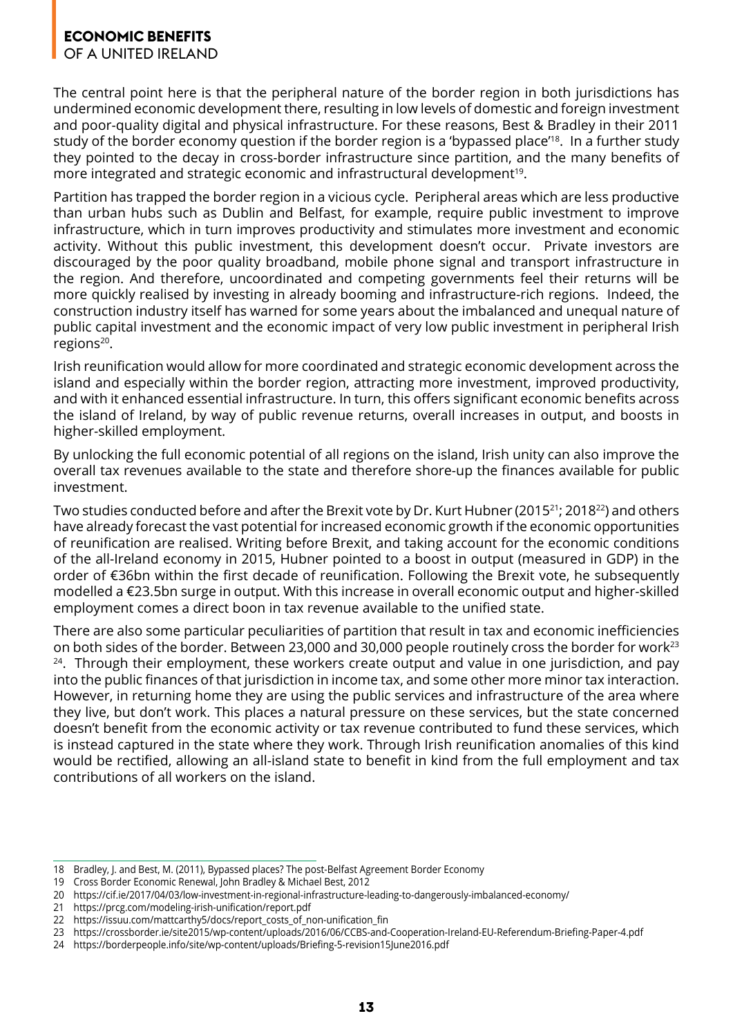The central point here is that the peripheral nature of the border region in both jurisdictions has undermined economic development there, resulting in low levels of domestic and foreign investment and poor-quality digital and physical infrastructure. For these reasons, Best & Bradley in their 2011 study of the border economy question if the border region is a 'bypassed place'[18]. In a further study they pointed to the decay in cross-border infrastructure since partition, and the many benefits of more integrated and strategic economic and infrastructural development[19].

Partition has trapped the border region in a vicious cycle. Peripheral areas which are less productive than urban hubs such as Dublin and Belfast, for example, require public investment to improve infrastructure, which in turn improves productivity and stimulates more investment and economic activity. Without this public investment, this development doesn't occur. Private investors are discouraged by the poor quality broadband, mobile phone signal and transport infrastructure in the region. And therefore, uncoordinated and competing governments feel their returns will be more quickly realised by investing in already booming and infrastructure-rich regions. Indeed, the construction industry itself has warned for some years about the imbalanced and unequal nature of public capital investment and the economic impact of very low public investment in peripheral Irish regions[20].

Irish reunification would allow for more coordinated and strategic economic development across the island and especially within the border region, attracting more investment, improved productivity, and with it enhanced essential infrastructure. In turn, this offers significant economic benefits across the island of Ireland, by way of public revenue returns, overall increases in output, and boosts in higher-skilled employment.

By unlocking the full economic potential of all regions on the island, Irish unity can also improve the overall tax revenues available to the state and therefore shore-up the finances available for public investment.

Two studies conducted before and after the Brexit vote by Dr. Kurt Hubner (2015[21]; 2018[22]) and others have already forecast the vast potential for increased economic growth if the economic opportunities of reunification are realised. Writing before Brexit, and taking account for the economic conditions of the all-Ireland economy in 2015, Hubner pointed to a boost in output (measured in GDP) in the order of €36bn within the first decade of reunification. Following the Brexit vote, he subsequently modelled a €23.5bn surge in output. With this increase in overall economic output and higher-skilled employment comes a direct boon in tax revenue available to the unified state.

There are also some particular peculiarities of partition that result in tax and economic inefficiencies on both sides of the border. Between 23,000 and 30,000 people routinely cross the border for work[23] [24]. Through their employment, these workers create output and value in one jurisdiction, and pay into the public finances of that jurisdiction in income tax, and some other more minor tax interaction. However, in returning home they are using the public services and infrastructure of the area where they live, but don't work. This places a natural pressure on these services, but the state concerned doesn't benefit from the economic activity or tax revenue contributed to fund these services, which is instead captured in the state where they work. Through Irish reunification anomalies of this kind would be rectified, allowing an all-island state to benefit in kind from the full employment and tax contributions of all workers on the island.

---

18 Bradley, J. and Best, M. (2011), Bypassed places? The post-Belfast Agreement Border Economy

19 Cross Border Economic Renewal, John Bradley & Michael Best, 2012

20 https://cif.ie/2017/04/03/low-investment-in-regional-infrastructure-leading-to-dangerously-imbalanced-economy/

21 https://prcg.com/modeling-irish-unification/report.pdf

22 https://issuu.com/mattcarthy5/docs/report_costs_of_non-unification_fin

23 https://crossborder.ie/site2015/wp-content/uploads/2016/06/CCBS-and-Cooperation-Ireland-EU-Referendum-Briefing-Paper-4.pdf

24 https://borderpeople.info/site/wp-content/uploads/Briefing-5-revision15June2016.pdf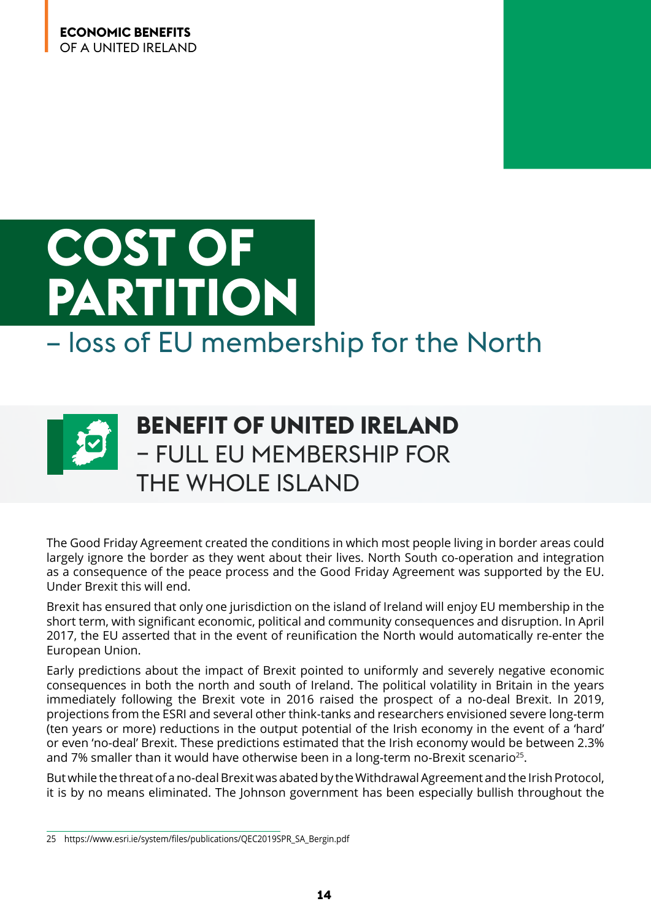# COST OF PARTITION

## – loss of EU membership for the North

## BENEFIT OF UNITED IRELAND – FULL EU MEMBERSHIP FOR THE WHOLE ISLAND

The Good Friday Agreement created the conditions in which most people living in border areas could largely ignore the border as they went about their lives. North South co-operation and integration as a consequence of the peace process and the Good Friday Agreement was supported by the EU. Under Brexit this will end.

Brexit has ensured that only one jurisdiction on the island of Ireland will enjoy EU membership in the short term, with significant economic, political and community consequences and disruption. In April 2017, the EU asserted that in the event of reunification the North would automatically re-enter the European Union.

Early predictions about the impact of Brexit pointed to uniformly and severely negative economic consequences in both the north and south of Ireland. The political volatility in Britain in the years immediately following the Brexit vote in 2016 raised the prospect of a no-deal Brexit. In 2019, projections from the ESRI and several other think-tanks and researchers envisioned severe long-term (ten years or more) reductions in the output potential of the Irish economy in the event of a 'hard' or even 'no-deal' Brexit. These predictions estimated that the Irish economy would be between 2.3% and 7% smaller than it would have otherwise been in a long-term no-Brexit scenario[25].

But while the threat of a no-deal Brexit was abated by the Withdrawal Agreement and the Irish Protocol, it is by no means eliminated. The Johnson government has been especially bullish throughout the

---

25 https://www.esri.ie/system/files/publications/QEC2019SPR_SA_Bergin.pdf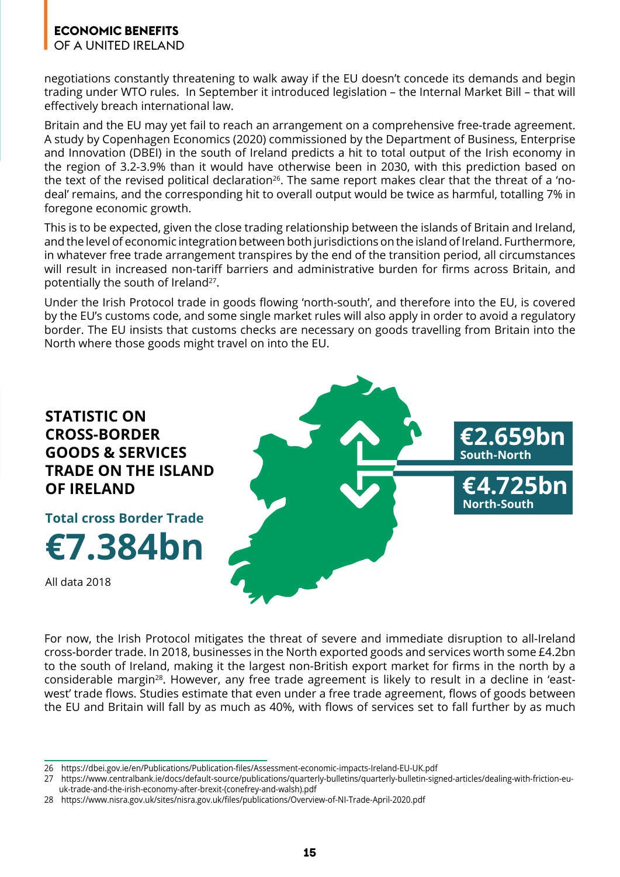negotiations constantly threatening to walk away if the EU doesn't concede its demands and begin trading under WTO rules. In September it introduced legislation – the Internal Market Bill – that will effectively breach international law.

Britain and the EU may yet fail to reach an arrangement on a comprehensive free-trade agreement. A study by Copenhagen Economics (2020) commissioned by the Department of Business, Enterprise and Innovation (DBEI) in the south of Ireland predicts a hit to total output of the Irish economy in the region of 3.2-3.9% than it would have otherwise been in 2030, with this prediction based on the text of the revised political declaration[26]. The same report makes clear that the threat of a 'no-deal' remains, and the corresponding hit to overall output would be twice as harmful, totalling 7% in foregone economic growth.

This is to be expected, given the close trading relationship between the islands of Britain and Ireland, and the level of economic integration between both jurisdictions on the island of Ireland. Furthermore, in whatever free trade arrangement transpires by the end of the transition period, all circumstances will result in increased non-tariff barriers and administrative burden for firms across Britain, and potentially the south of Ireland[27].

Under the Irish Protocol trade in goods flowing 'north-south', and therefore into the EU, is covered by the EU's customs code, and some single market rules will also apply in order to avoid a regulatory border. The EU insists that customs checks are necessary on goods travelling from Britain into the North where those goods might travel on into the EU.

**STATISTIC ON CROSS-BORDER GOODS & SERVICES TRADE ON THE ISLAND OF IRELAND**

**Total cross Border Trade**

**€7.384bn**

All data 2018

**€2.659bn** South-North

**€4.725bn** North-South

For now, the Irish Protocol mitigates the threat of severe and immediate disruption to all-Ireland cross-border trade. In 2018, businesses in the North exported goods and services worth some £4.2bn to the south of Ireland, making it the largest non-British export market for firms in the north by a considerable margin[28]. However, any free trade agreement is likely to result in a decline in 'east-west' trade flows. Studies estimate that even under a free trade agreement, flows of goods between the EU and Britain will fall by as much as 40%, with flows of services set to fall further by as much

---

26 https://dbei.gov.ie/en/Publications/Publication-files/Assessment-economic-impacts-Ireland-EU-UK.pdf

27 https://www.centralbank.ie/docs/default-source/publications/quarterly-bulletins/quarterly-bulletin-signed-articles/dealing-with-friction-eu-uk-trade-and-the-irish-economy-after-brexit-(conefrey-and-walsh).pdf

28 https://www.nisra.gov.uk/sites/nisra.gov.uk/files/publications/Overview-of-NI-Trade-April-2020.pdf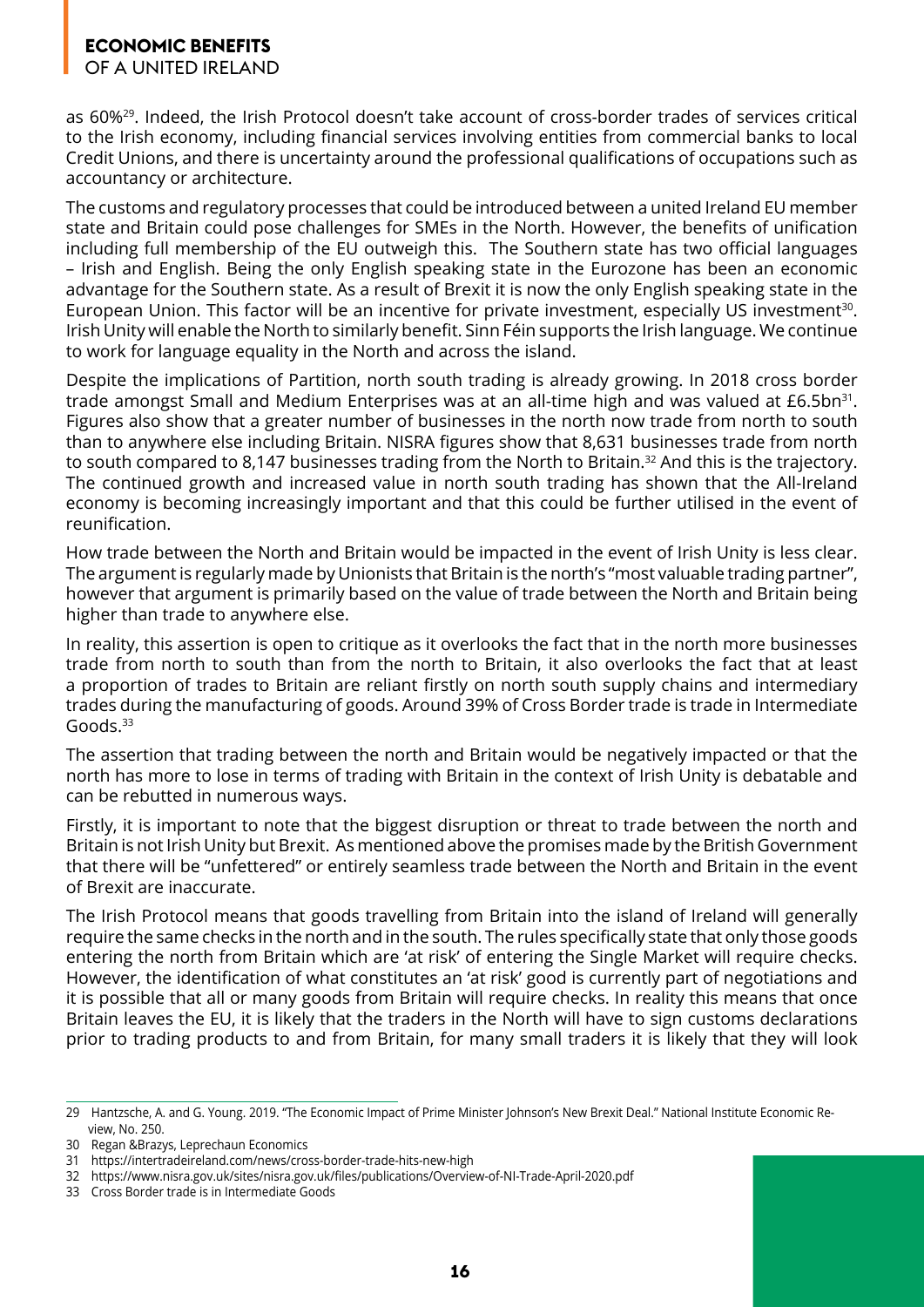as 60%[29]. Indeed, the Irish Protocol doesn't take account of cross-border trades of services critical to the Irish economy, including financial services involving entities from commercial banks to local Credit Unions, and there is uncertainty around the professional qualifications of occupations such as accountancy or architecture.

The customs and regulatory processes that could be introduced between a united Ireland EU member state and Britain could pose challenges for SMEs in the North. However, the benefits of unification including full membership of the EU outweigh this. The Southern state has two official languages – Irish and English. Being the only English speaking state in the Eurozone has been an economic advantage for the Southern state. As a result of Brexit it is now the only English speaking state in the European Union. This factor will be an incentive for private investment, especially US investment[30]. Irish Unity will enable the North to similarly benefit. Sinn Féin supports the Irish language. We continue to work for language equality in the North and across the island.

Despite the implications of Partition, north south trading is already growing. In 2018 cross border trade amongst Small and Medium Enterprises was at an all-time high and was valued at £6.5bn[31]. Figures also show that a greater number of businesses in the north now trade from north to south than to anywhere else including Britain. NISRA figures show that 8,631 businesses trade from north to south compared to 8,147 businesses trading from the North to Britain.[32] And this is the trajectory. The continued growth and increased value in north south trading has shown that the All-Ireland economy is becoming increasingly important and that this could be further utilised in the event of reunification.

How trade between the North and Britain would be impacted in the event of Irish Unity is less clear. The argument is regularly made by Unionists that Britain is the north's "most valuable trading partner", however that argument is primarily based on the value of trade between the North and Britain being higher than trade to anywhere else.

In reality, this assertion is open to critique as it overlooks the fact that in the north more businesses trade from north to south than from the north to Britain, it also overlooks the fact that at least a proportion of trades to Britain are reliant firstly on north south supply chains and intermediary trades during the manufacturing of goods. Around 39% of Cross Border trade is trade in Intermediate Goods.[33]

The assertion that trading between the north and Britain would be negatively impacted or that the north has more to lose in terms of trading with Britain in the context of Irish Unity is debatable and can be rebutted in numerous ways.

Firstly, it is important to note that the biggest disruption or threat to trade between the north and Britain is not Irish Unity but Brexit. As mentioned above the promises made by the British Government that there will be "unfettered" or entirely seamless trade between the North and Britain in the event of Brexit are inaccurate.

The Irish Protocol means that goods travelling from Britain into the island of Ireland will generally require the same checks in the north and in the south. The rules specifically state that only those goods entering the north from Britain which are 'at risk' of entering the Single Market will require checks. However, the identification of what constitutes an 'at risk' good is currently part of negotiations and it is possible that all or many goods from Britain will require checks. In reality this means that once Britain leaves the EU, it is likely that the traders in the North will have to sign customs declarations prior to trading products to and from Britain, for many small traders it is likely that they will look

---

29 Hantzsche, A. and G. Young. 2019. "The Economic Impact of Prime Minister Johnson's New Brexit Deal." National Institute Economic Review, No. 250.

30 Regan &Brazys, Leprechaun Economics

31 https://intertradeireland.com/news/cross-border-trade-hits-new-high

32 https://www.nisra.gov.uk/sites/nisra.gov.uk/files/publications/Overview-of-NI-Trade-April-2020.pdf

33 Cross Border trade is in Intermediate Goods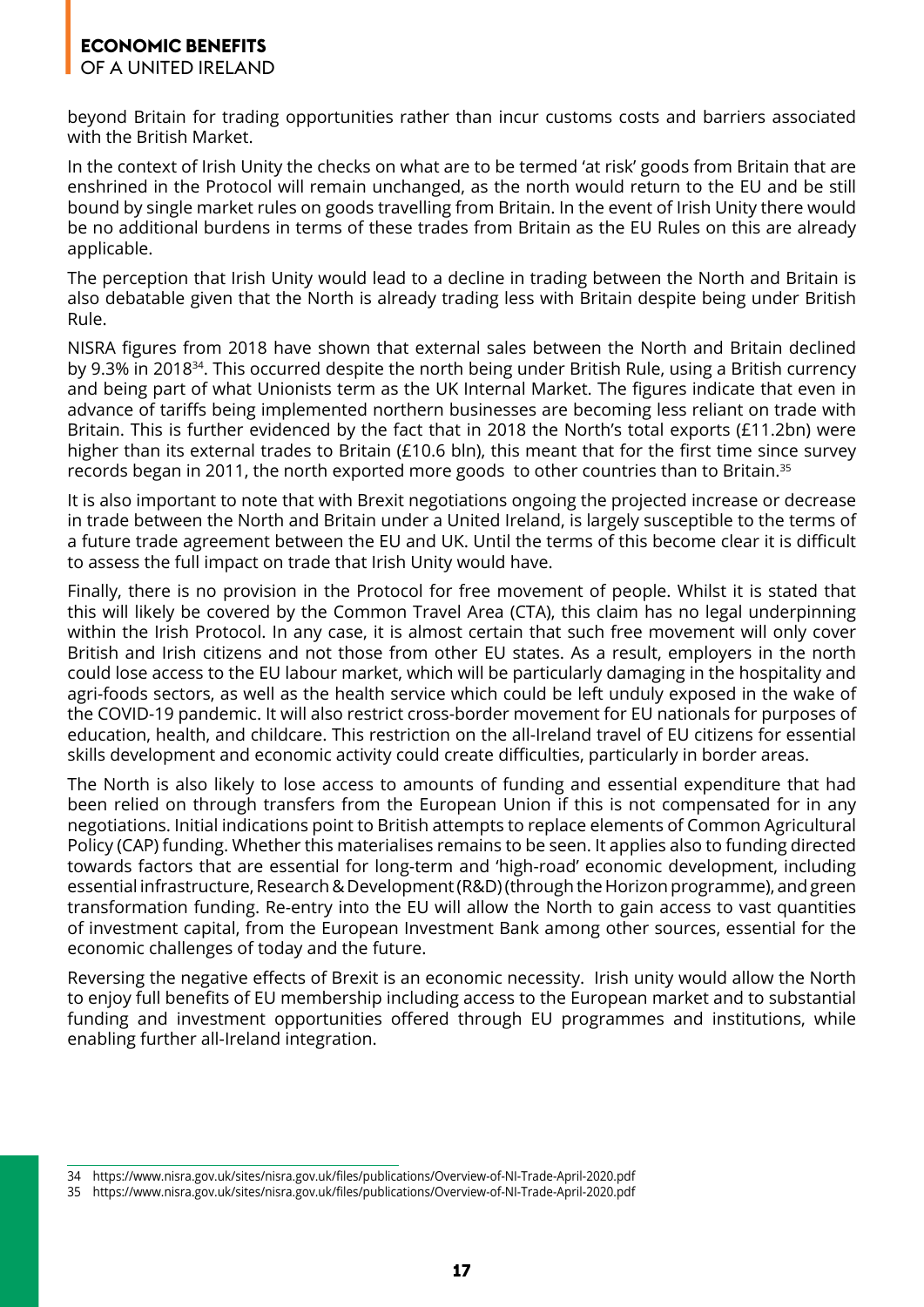beyond Britain for trading opportunities rather than incur customs costs and barriers associated with the British Market.

In the context of Irish Unity the checks on what are to be termed 'at risk' goods from Britain that are enshrined in the Protocol will remain unchanged, as the north would return to the EU and be still bound by single market rules on goods travelling from Britain. In the event of Irish Unity there would be no additional burdens in terms of these trades from Britain as the EU Rules on this are already applicable.

The perception that Irish Unity would lead to a decline in trading between the North and Britain is also debatable given that the North is already trading less with Britain despite being under British Rule.

NISRA figures from 2018 have shown that external sales between the North and Britain declined by 9.3% in 2018[34]. This occurred despite the north being under British Rule, using a British currency and being part of what Unionists term as the UK Internal Market. The figures indicate that even in advance of tariffs being implemented northern businesses are becoming less reliant on trade with Britain. This is further evidenced by the fact that in 2018 the North's total exports (£11.2bn) were higher than its external trades to Britain (£10.6 bln), this meant that for the first time since survey records began in 2011, the north exported more goods to other countries than to Britain.[35]

It is also important to note that with Brexit negotiations ongoing the projected increase or decrease in trade between the North and Britain under a United Ireland, is largely susceptible to the terms of a future trade agreement between the EU and UK. Until the terms of this become clear it is difficult to assess the full impact on trade that Irish Unity would have.

Finally, there is no provision in the Protocol for free movement of people. Whilst it is stated that this will likely be covered by the Common Travel Area (CTA), this claim has no legal underpinning within the Irish Protocol. In any case, it is almost certain that such free movement will only cover British and Irish citizens and not those from other EU states. As a result, employers in the north could lose access to the EU labour market, which will be particularly damaging in the hospitality and agri-foods sectors, as well as the health service which could be left unduly exposed in the wake of the COVID-19 pandemic. It will also restrict cross-border movement for EU nationals for purposes of education, health, and childcare. This restriction on the all-Ireland travel of EU citizens for essential skills development and economic activity could create difficulties, particularly in border areas.

The North is also likely to lose access to amounts of funding and essential expenditure that had been relied on through transfers from the European Union if this is not compensated for in any negotiations. Initial indications point to British attempts to replace elements of Common Agricultural Policy (CAP) funding. Whether this materialises remains to be seen. It applies also to funding directed towards factors that are essential for long-term and 'high-road' economic development, including essential infrastructure, Research & Development (R&D) (through the Horizon programme), and green transformation funding. Re-entry into the EU will allow the North to gain access to vast quantities of investment capital, from the European Investment Bank among other sources, essential for the economic challenges of today and the future.

Reversing the negative effects of Brexit is an economic necessity. Irish unity would allow the North to enjoy full benefits of EU membership including access to the European market and to substantial funding and investment opportunities offered through EU programmes and institutions, while enabling further all-Ireland integration.

---

34 https://www.nisra.gov.uk/sites/nisra.gov.uk/files/publications/Overview-of-NI-Trade-April-2020.pdf

35 https://www.nisra.gov.uk/sites/nisra.gov.uk/files/publications/Overview-of-NI-Trade-April-2020.pdf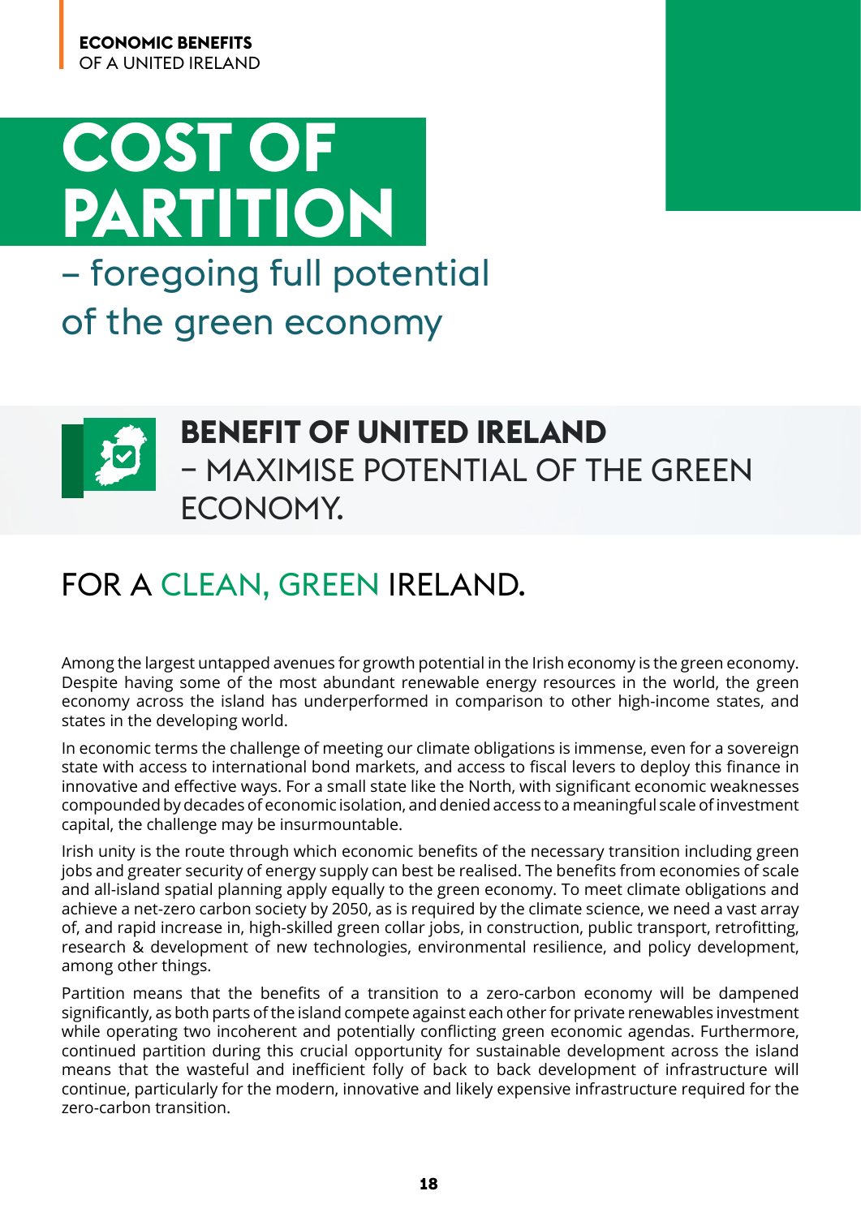# COST OF PARTITION

## – foregoing full potential of the green economy

### BENEFIT OF UNITED IRELAND – MAXIMISE POTENTIAL OF THE GREEN ECONOMY.

## FOR A CLEAN, GREEN IRELAND.

Among the largest untapped avenues for growth potential in the Irish economy is the green economy. Despite having some of the most abundant renewable energy resources in the world, the green economy across the island has underperformed in comparison to other high-income states, and states in the developing world.

In economic terms the challenge of meeting our climate obligations is immense, even for a sovereign state with access to international bond markets, and access to fiscal levers to deploy this finance in innovative and effective ways. For a small state like the North, with significant economic weaknesses compounded by decades of economic isolation, and denied access to a meaningful scale of investment capital, the challenge may be insurmountable.

Irish unity is the route through which economic benefits of the necessary transition including green jobs and greater security of energy supply can best be realised. The benefits from economies of scale and all-island spatial planning apply equally to the green economy. To meet climate obligations and achieve a net-zero carbon society by 2050, as is required by the climate science, we need a vast array of, and rapid increase in, high-skilled green collar jobs, in construction, public transport, retrofitting, research & development of new technologies, environmental resilience, and policy development, among other things.

Partition means that the benefits of a transition to a zero-carbon economy will be dampened significantly, as both parts of the island compete against each other for private renewables investment while operating two incoherent and potentially conflicting green economic agendas. Furthermore, continued partition during this crucial opportunity for sustainable development across the island means that the wasteful and inefficient folly of back to back development of infrastructure will continue, particularly for the modern, innovative and likely expensive infrastructure required for the zero-carbon transition.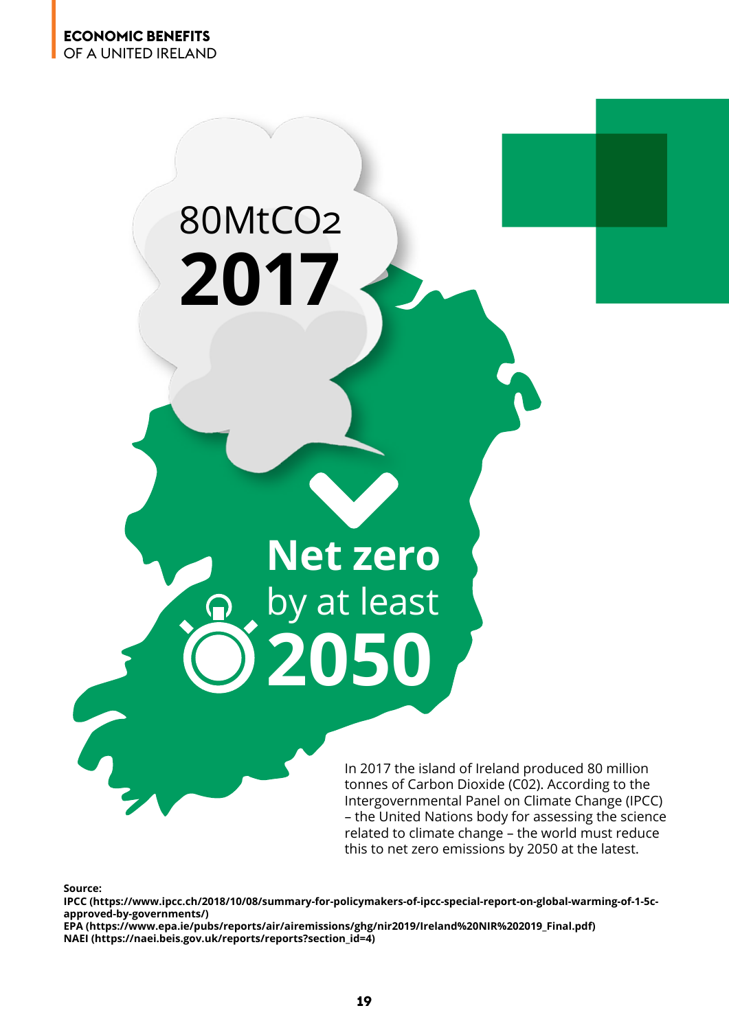80MtCO2

**2017**

**Net zero**

by at least

**2050**

In 2017 the island of Ireland produced 80 million tonnes of Carbon Dioxide (C02). According to the Intergovernmental Panel on Climate Change (IPCC) – the United Nations body for assessing the science related to climate change – the world must reduce this to net zero emissions by 2050 at the latest.

**Source:**

**IPCC (https://www.ipcc.ch/2018/10/08/summary-for-policymakers-of-ipcc-special-report-on-global-warming-of-1-5c-approved-by-governments/)**

**EPA (https://www.epa.ie/pubs/reports/air/airemissions/ghg/nir2019/Ireland%20NIR%202019_Final.pdf)**

**NAEI (https://naei.beis.gov.uk/reports/reports?section_id=4)**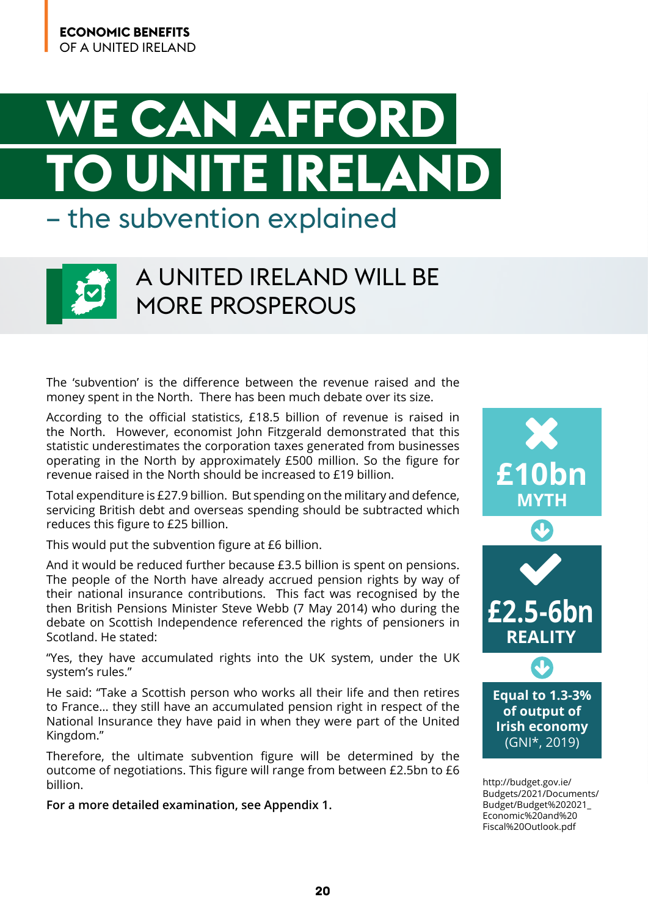**ECONOMIC BENEFITS**
OF A UNITED IRELAND

# WE CAN AFFORD TO UNITE IRELAND

## – the subvention explained

### A UNITED IRELAND WILL BE MORE PROSPEROUS

The 'subvention' is the difference between the revenue raised and the money spent in the North. There has been much debate over its size.

According to the official statistics, £18.5 billion of revenue is raised in the North. However, economist John Fitzgerald demonstrated that this statistic underestimates the corporation taxes generated from businesses operating in the North by approximately £500 million. So the figure for revenue raised in the North should be increased to £19 billion.

Total expenditure is £27.9 billion. But spending on the military and defence, servicing British debt and overseas spending should be subtracted which reduces this figure to £25 billion.

This would put the subvention figure at £6 billion.

And it would be reduced further because £3.5 billion is spent on pensions. The people of the North have already accrued pension rights by way of their national insurance contributions. This fact was recognised by the then British Pensions Minister Steve Webb (7 May 2014) who during the debate on Scottish Independence referenced the rights of pensioners in Scotland. He stated:

"Yes, they have accumulated rights into the UK system, under the UK system's rules."

He said: "Take a Scottish person who works all their life and then retires to France... they still have an accumulated pension right in respect of the National Insurance they have paid in when they were part of the United Kingdom."

Therefore, the ultimate subvention figure will be determined by the outcome of negotiations. This figure will range from between £2.5bn to £6 billion.

**For a more detailed examination, see Appendix 1.**

**£10bn MYTH**

**£2.5-6bn REALITY**

**Equal to 1.3-3% of output of Irish economy** (GNI*, 2019)

http://budget.gov.ie/Budgets/2021/Documents/Budget/Budget%202021_Economic%20and%20Fiscal%20Outlook.pdf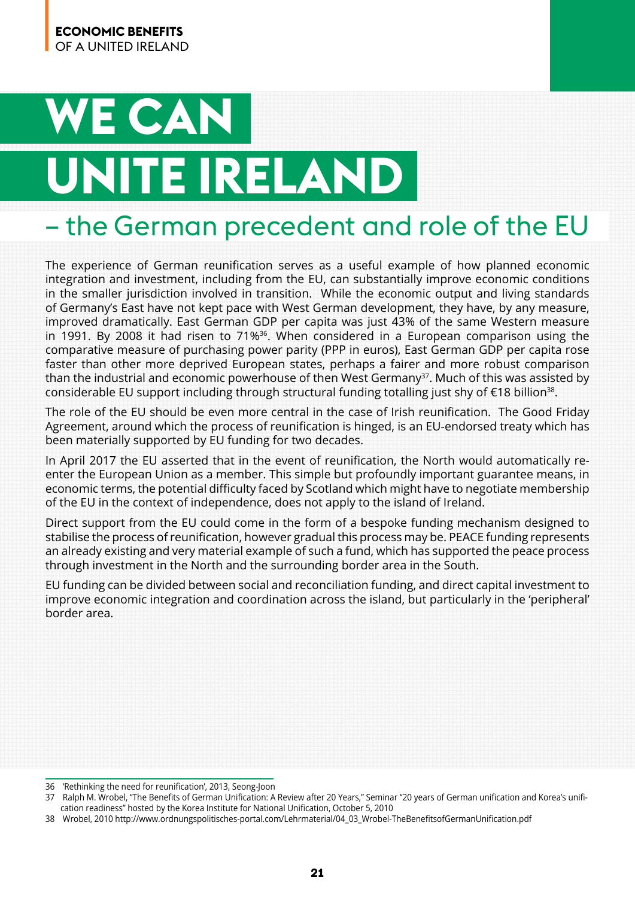# WE CAN UNITE IRELAND

## – the German precedent and role of the EU

The experience of German reunification serves as a useful example of how planned economic integration and investment, including from the EU, can substantially improve economic conditions in the smaller jurisdiction involved in transition. While the economic output and living standards of Germany's East have not kept pace with West German development, they have, by any measure, improved dramatically. East German GDP per capita was just 43% of the same Western measure in 1991. By 2008 it had risen to 71%[36]. When considered in a European comparison using the comparative measure of purchasing power parity (PPP in euros), East German GDP per capita rose faster than other more deprived European states, perhaps a fairer and more robust comparison than the industrial and economic powerhouse of then West Germany[37]. Much of this was assisted by considerable EU support including through structural funding totalling just shy of €18 billion[38].

The role of the EU should be even more central in the case of Irish reunification. The Good Friday Agreement, around which the process of reunification is hinged, is an EU-endorsed treaty which has been materially supported by EU funding for two decades.

In April 2017 the EU asserted that in the event of reunification, the North would automatically re-enter the European Union as a member. This simple but profoundly important guarantee means, in economic terms, the potential difficulty faced by Scotland which might have to negotiate membership of the EU in the context of independence, does not apply to the island of Ireland.

Direct support from the EU could come in the form of a bespoke funding mechanism designed to stabilise the process of reunification, however gradual this process may be. PEACE funding represents an already existing and very material example of such a fund, which has supported the peace process through investment in the North and the surrounding border area in the South.

EU funding can be divided between social and reconciliation funding, and direct capital investment to improve economic integration and coordination across the island, but particularly in the 'peripheral' border area.

---

36 'Rethinking the need for reunification', 2013, Seong-Joon

37 Ralph M. Wrobel, "The Benefits of German Unification: A Review after 20 Years," Seminar "20 years of German unification and Korea's unification readiness" hosted by the Korea Institute for National Unification, October 5, 2010

38 Wrobel, 2010 http://www.ordnungspolitisches-portal.com/Lehrmaterial/04_03_Wrobel-TheBenefitsofGermanUnification.pdf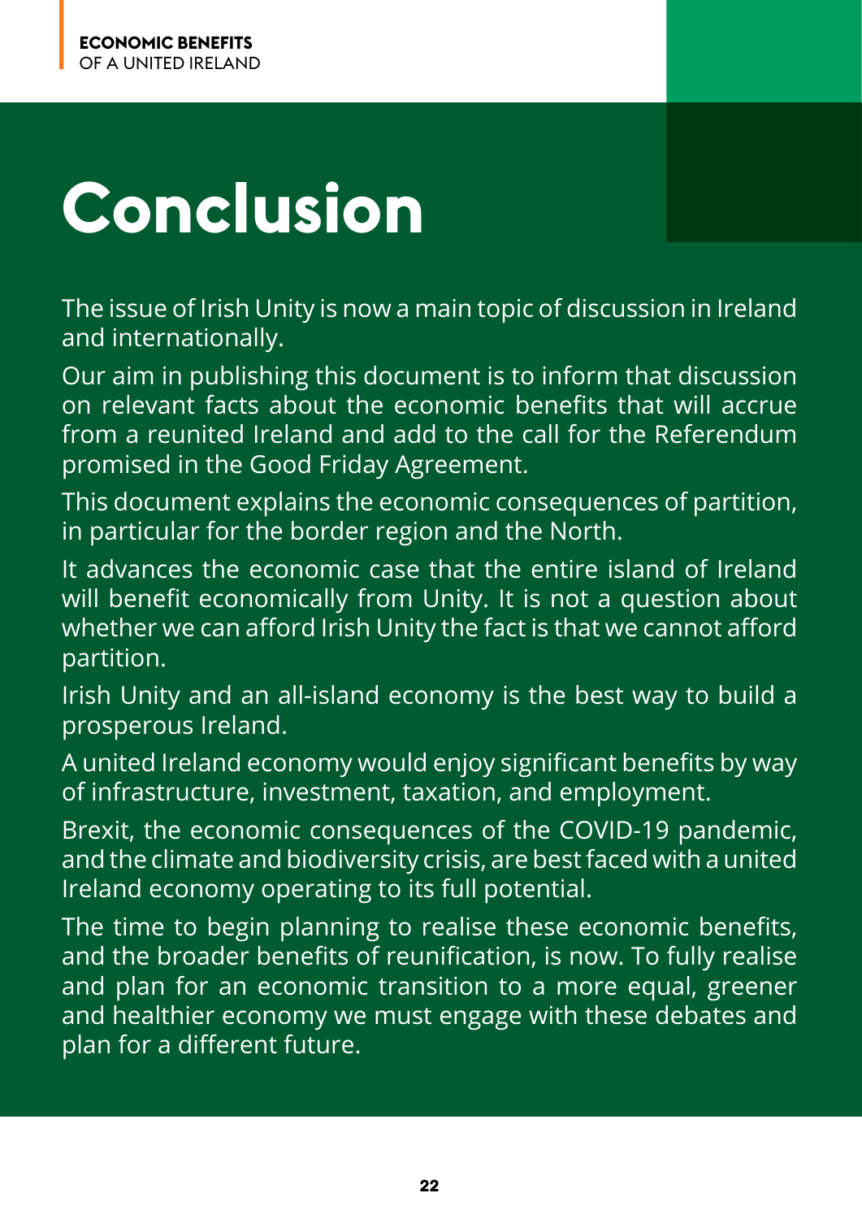# Conclusion

The issue of Irish Unity is now a main topic of discussion in Ireland and internationally.

Our aim in publishing this document is to inform that discussion on relevant facts about the economic benefits that will accrue from a reunited Ireland and add to the call for the Referendum promised in the Good Friday Agreement.

This document explains the economic consequences of partition, in particular for the border region and the North.

It advances the economic case that the entire island of Ireland will benefit economically from Unity. It is not a question about whether we can afford Irish Unity the fact is that we cannot afford partition.

Irish Unity and an all-island economy is the best way to build a prosperous Ireland.

A united Ireland economy would enjoy significant benefits by way of infrastructure, investment, taxation, and employment.

Brexit, the economic consequences of the COVID-19 pandemic, and the climate and biodiversity crisis, are best faced with a united Ireland economy operating to its full potential.

The time to begin planning to realise these economic benefits, and the broader benefits of reunification, is now. To fully realise and plan for an economic transition to a more equal, greener and healthier economy we must engage with these debates and plan for a different future.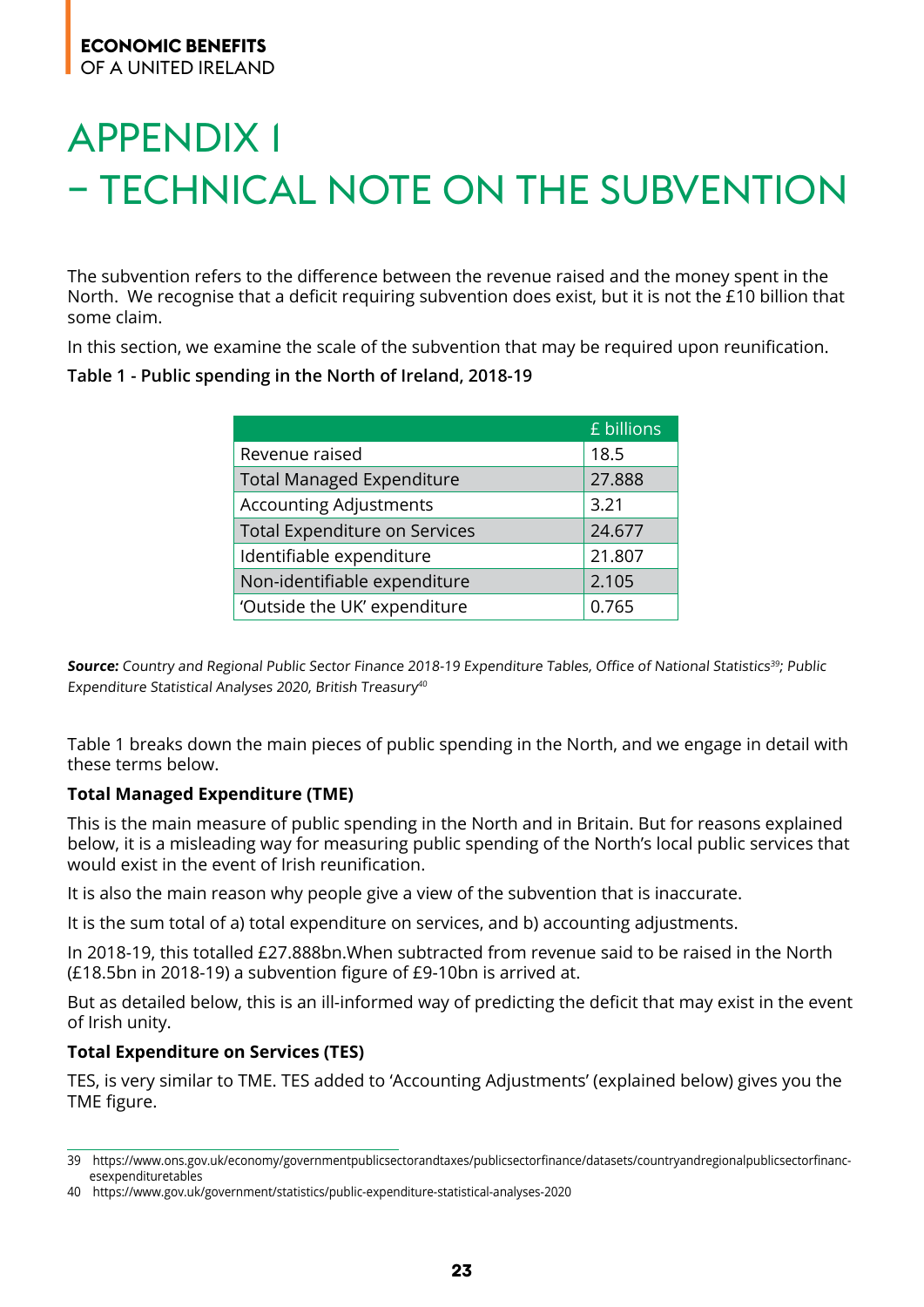# APPENDIX 1 – TECHNICAL NOTE ON THE SUBVENTION

The subvention refers to the difference between the revenue raised and the money spent in the North. We recognise that a deficit requiring subvention does exist, but it is not the £10 billion that some claim.

In this section, we examine the scale of the subvention that may be required upon reunification.

**Table 1 - Public spending in the North of Ireland, 2018-19**

| | £ billions |
|---|---|
| Revenue raised | 18.5 |
| Total Managed Expenditure | 27.888 |
| Accounting Adjustments | 3.21 |
| Total Expenditure on Services | 24.677 |
| Identifiable expenditure | 21.807 |
| Non-identifiable expenditure | 2.105 |
| 'Outside the UK' expenditure | 0.765 |

***Source:*** *Country and Regional Public Sector Finance 2018-19 Expenditure Tables, Office of National Statistics[39]; Public Expenditure Statistical Analyses 2020, British Treasury[40]*

Table 1 breaks down the main pieces of public spending in the North, and we engage in detail with these terms below.

**Total Managed Expenditure (TME)**

This is the main measure of public spending in the North and in Britain. But for reasons explained below, it is a misleading way for measuring public spending of the North's local public services that would exist in the event of Irish reunification.

It is also the main reason why people give a view of the subvention that is inaccurate.

It is the sum total of a) total expenditure on services, and b) accounting adjustments.

In 2018-19, this totalled £27.888bn.When subtracted from revenue said to be raised in the North (£18.5bn in 2018-19) a subvention figure of £9-10bn is arrived at.

But as detailed below, this is an ill-informed way of predicting the deficit that may exist in the event of Irish unity.

**Total Expenditure on Services (TES)**

TES, is very similar to TME. TES added to 'Accounting Adjustments' (explained below) gives you the TME figure.

---

39 https://www.ons.gov.uk/economy/governmentpublicsectorandtaxes/publicsectorfinance/datasets/countryandregionalpublicsectorfinancesexpendituretables

40 https://www.gov.uk/government/statistics/public-expenditure-statistical-analyses-2020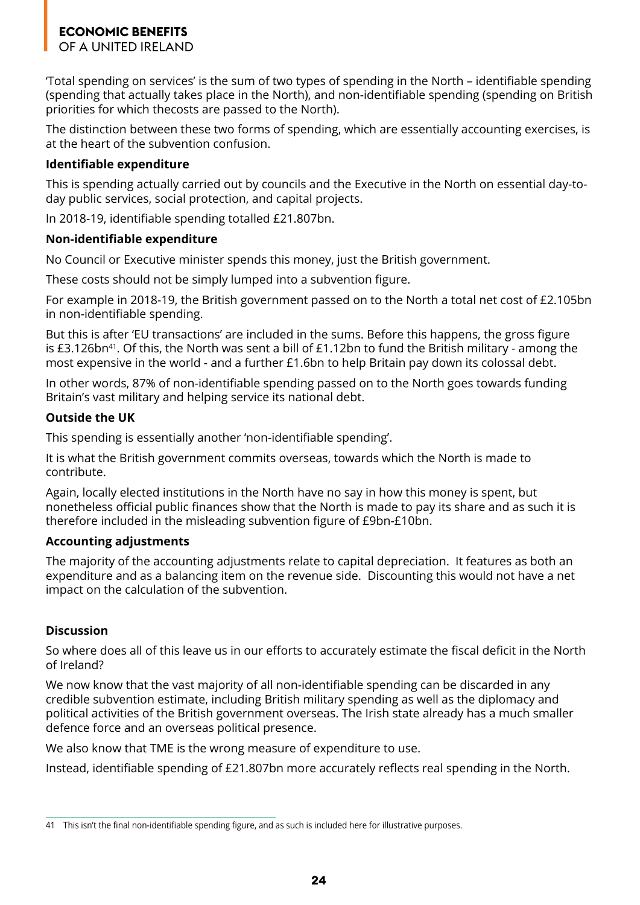'Total spending on services' is the sum of two types of spending in the North – identifiable spending (spending that actually takes place in the North), and non-identifiable spending (spending on British priorities for which thecosts are passed to the North).

The distinction between these two forms of spending, which are essentially accounting exercises, is at the heart of the subvention confusion.

**Identifiable expenditure**

This is spending actually carried out by councils and the Executive in the North on essential day-to-day public services, social protection, and capital projects.

In 2018-19, identifiable spending totalled £21.807bn.

**Non-identifiable expenditure**

No Council or Executive minister spends this money, just the British government.

These costs should not be simply lumped into a subvention figure.

For example in 2018-19, the British government passed on to the North a total net cost of £2.105bn in non-identifiable spending.

But this is after 'EU transactions' are included in the sums. Before this happens, the gross figure is £3.126bn[41]. Of this, the North was sent a bill of £1.12bn to fund the British military - among the most expensive in the world - and a further £1.6bn to help Britain pay down its colossal debt.

In other words, 87% of non-identifiable spending passed on to the North goes towards funding Britain's vast military and helping service its national debt.

**Outside the UK**

This spending is essentially another 'non-identifiable spending'.

It is what the British government commits overseas, towards which the North is made to contribute.

Again, locally elected institutions in the North have no say in how this money is spent, but nonetheless official public finances show that the North is made to pay its share and as such it is therefore included in the misleading subvention figure of £9bn-£10bn.

**Accounting adjustments**

The majority of the accounting adjustments relate to capital depreciation. It features as both an expenditure and as a balancing item on the revenue side. Discounting this would not have a net impact on the calculation of the subvention.

**Discussion**

So where does all of this leave us in our efforts to accurately estimate the fiscal deficit in the North of Ireland?

We now know that the vast majority of all non-identifiable spending can be discarded in any credible subvention estimate, including British military spending as well as the diplomacy and political activities of the British government overseas. The Irish state already has a much smaller defence force and an overseas political presence.

We also know that TME is the wrong measure of expenditure to use.

Instead, identifiable spending of £21.807bn more accurately reflects real spending in the North.

---

41 This isn't the final non-identifiable spending figure, and as such is included here for illustrative purposes.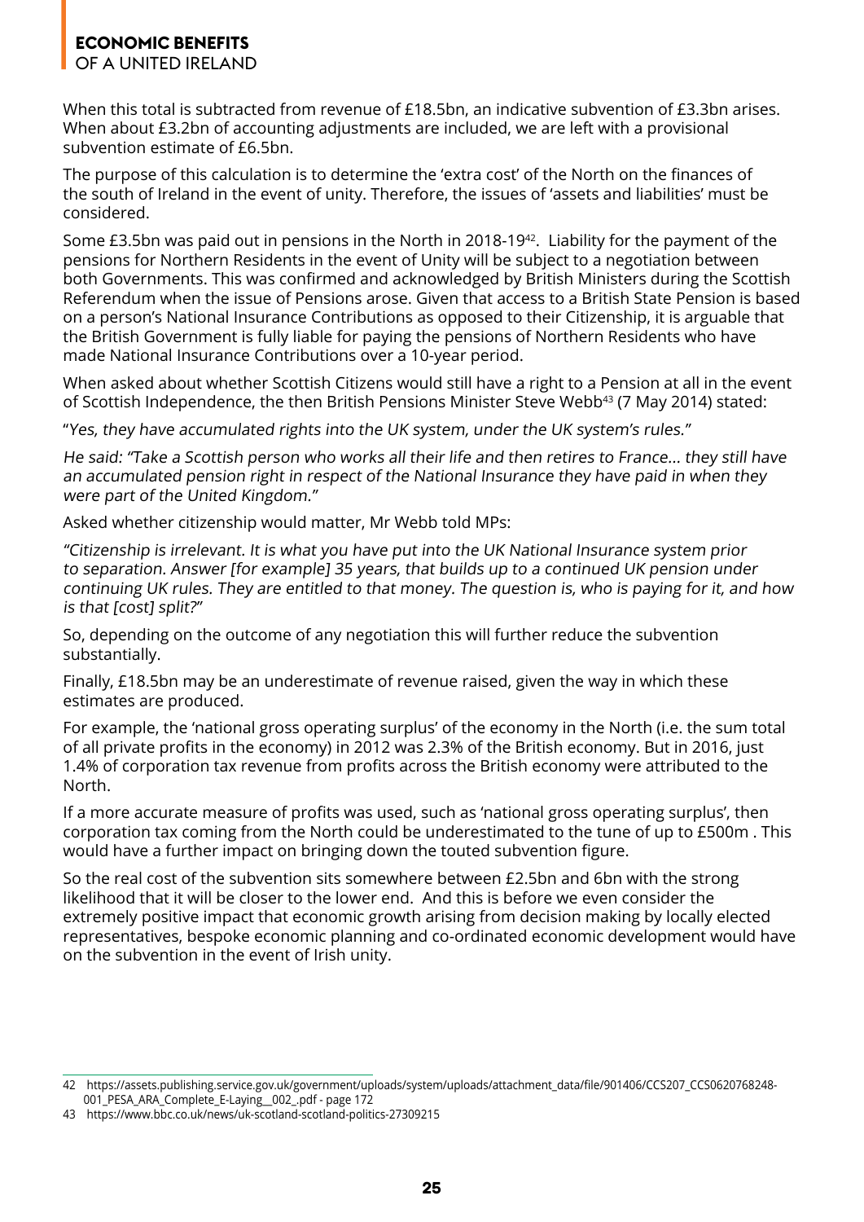When this total is subtracted from revenue of £18.5bn, an indicative subvention of £3.3bn arises. When about £3.2bn of accounting adjustments are included, we are left with a provisional subvention estimate of £6.5bn.

The purpose of this calculation is to determine the 'extra cost' of the North on the finances of the south of Ireland in the event of unity. Therefore, the issues of 'assets and liabilities' must be considered.

Some £3.5bn was paid out in pensions in the North in 2018-19[42]. Liability for the payment of the pensions for Northern Residents in the event of Unity will be subject to a negotiation between both Governments. This was confirmed and acknowledged by British Ministers during the Scottish Referendum when the issue of Pensions arose. Given that access to a British State Pension is based on a person's National Insurance Contributions as opposed to their Citizenship, it is arguable that the British Government is fully liable for paying the pensions of Northern Residents who have made National Insurance Contributions over a 10-year period.

When asked about whether Scottish Citizens would still have a right to a Pension at all in the event of Scottish Independence, the then British Pensions Minister Steve Webb[43] (7 May 2014) stated:

"*Yes, they have accumulated rights into the UK system, under the UK system's rules.*"

*He said: "Take a Scottish person who works all their life and then retires to France... they still have an accumulated pension right in respect of the National Insurance they have paid in when they were part of the United Kingdom."*

Asked whether citizenship would matter, Mr Webb told MPs:

*"Citizenship is irrelevant. It is what you have put into the UK National Insurance system prior to separation. Answer [for example] 35 years, that builds up to a continued UK pension under continuing UK rules. They are entitled to that money. The question is, who is paying for it, and how is that [cost] split?"*

So, depending on the outcome of any negotiation this will further reduce the subvention substantially.

Finally, £18.5bn may be an underestimate of revenue raised, given the way in which these estimates are produced.

For example, the 'national gross operating surplus' of the economy in the North (i.e. the sum total of all private profits in the economy) in 2012 was 2.3% of the British economy. But in 2016, just 1.4% of corporation tax revenue from profits across the British economy were attributed to the North.

If a more accurate measure of profits was used, such as 'national gross operating surplus', then corporation tax coming from the North could be underestimated to the tune of up to £500m . This would have a further impact on bringing down the touted subvention figure.

So the real cost of the subvention sits somewhere between £2.5bn and 6bn with the strong likelihood that it will be closer to the lower end. And this is before we even consider the extremely positive impact that economic growth arising from decision making by locally elected representatives, bespoke economic planning and co-ordinated economic development would have on the subvention in the event of Irish unity.

---

42 https://assets.publishing.service.gov.uk/government/uploads/system/uploads/attachment_data/file/901406/CCS207_CCS0620768248-001_PESA_ARA_Complete_E-Laying__002_.pdf - page 172

43 https://www.bbc.co.uk/news/uk-scotland-scotland-politics-27309215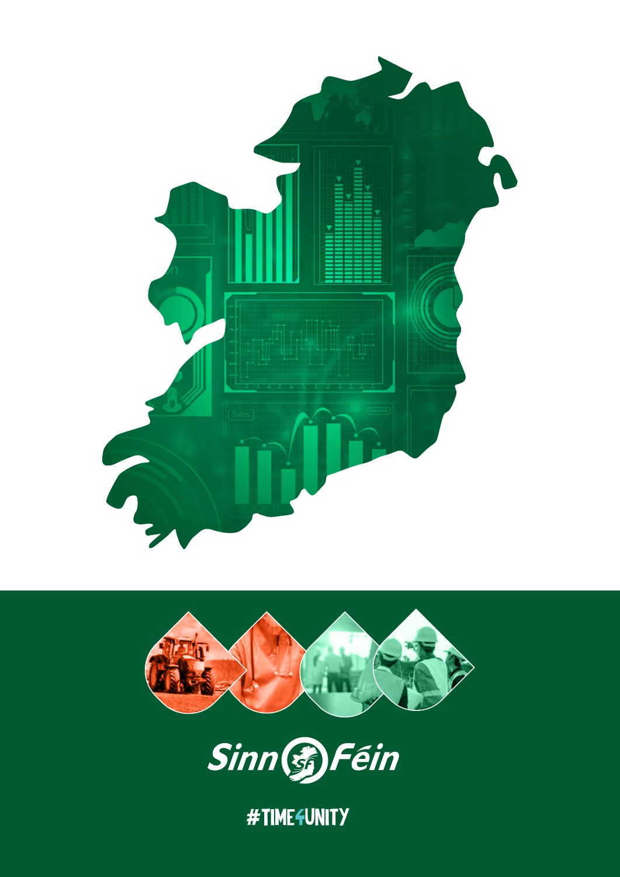Sinn Féin

#TIME4UNITY